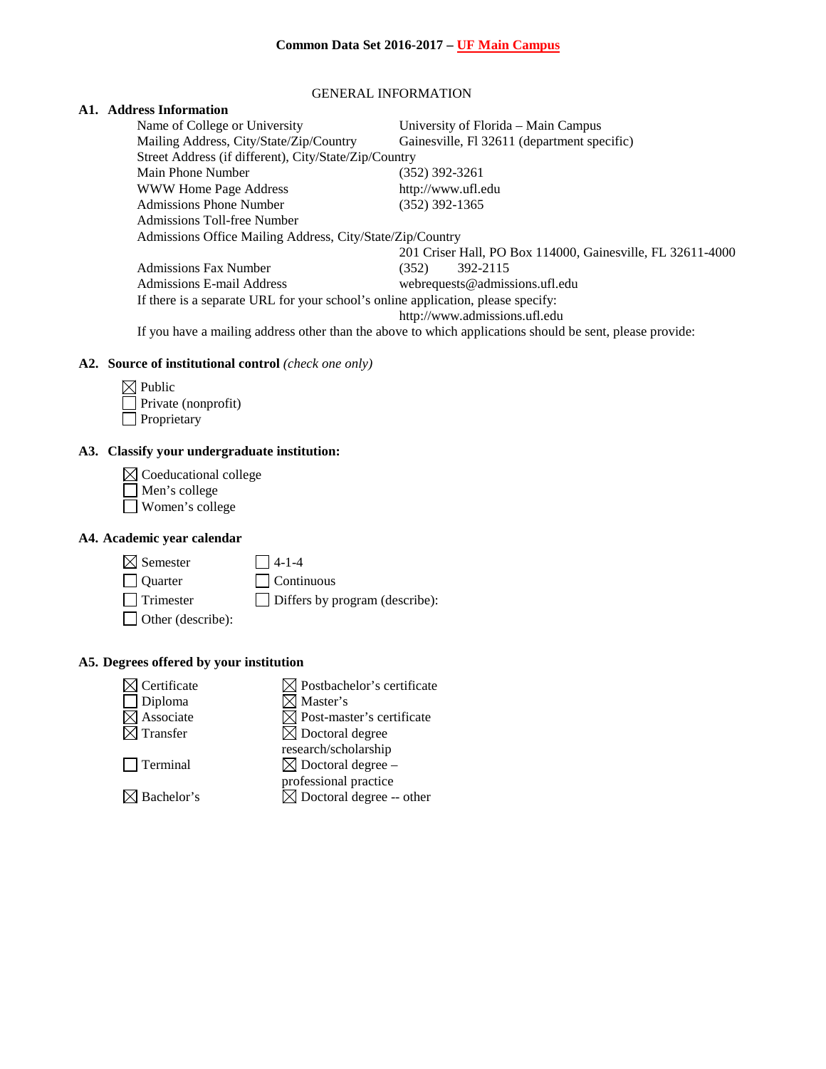# Common Data Set 2016-2017 – UF Main Campus

## GENERAL INFORMATION

### A1. Address Information

| | |
|---|---|
| Name of College or University | University of Florida – Main Campus |
| Mailing Address, City/State/Zip/Country | Gainesville, Fl 32611 (department specific) |
| Street Address (if different), City/State/Zip/Country | |
| Main Phone Number | (352) 392-3261 |
| WWW Home Page Address | http://www.ufl.edu |
| Admissions Phone Number | (352) 392-1365 |
| Admissions Toll-free Number | |
| Admissions Office Mailing Address, City/State/Zip/Country | 201 Criser Hall, PO Box 114000, Gainesville, FL 32611-4000 |
| Admissions Fax Number | (352) 392-2115 |
| Admissions E-mail Address | webrequests@admissions.ufl.edu |
| If there is a separate URL for your school's online application, please specify: | http://www.admissions.ufl.edu |
| If you have a mailing address other than the above to which applications should be sent, please provide: | |

### A2. Source of institutional control *(check one only)*

- ☒ Public
- ☐ Private (nonprofit)
- ☐ Proprietary

### A3. Classify your undergraduate institution:

- ☒ Coeducational college
- ☐ Men's college
- ☐ Women's college

### A4. Academic year calendar

- ☒ Semester
- ☐ Quarter
- ☐ Trimester
- ☐ Other (describe):
- ☐ 4-1-4
- ☐ Continuous
- ☐ Differs by program (describe):

### A5. Degrees offered by your institution

- ☒ Certificate
- ☐ Diploma
- ☒ Associate
- ☒ Transfer
- ☐ Terminal
- ☒ Bachelor's
- ☒ Postbachelor's certificate
- ☒ Master's
- ☒ Post-master's certificate
- ☒ Doctoral degree research/scholarship
- ☒ Doctoral degree – professional practice
- ☒ Doctoral degree -- other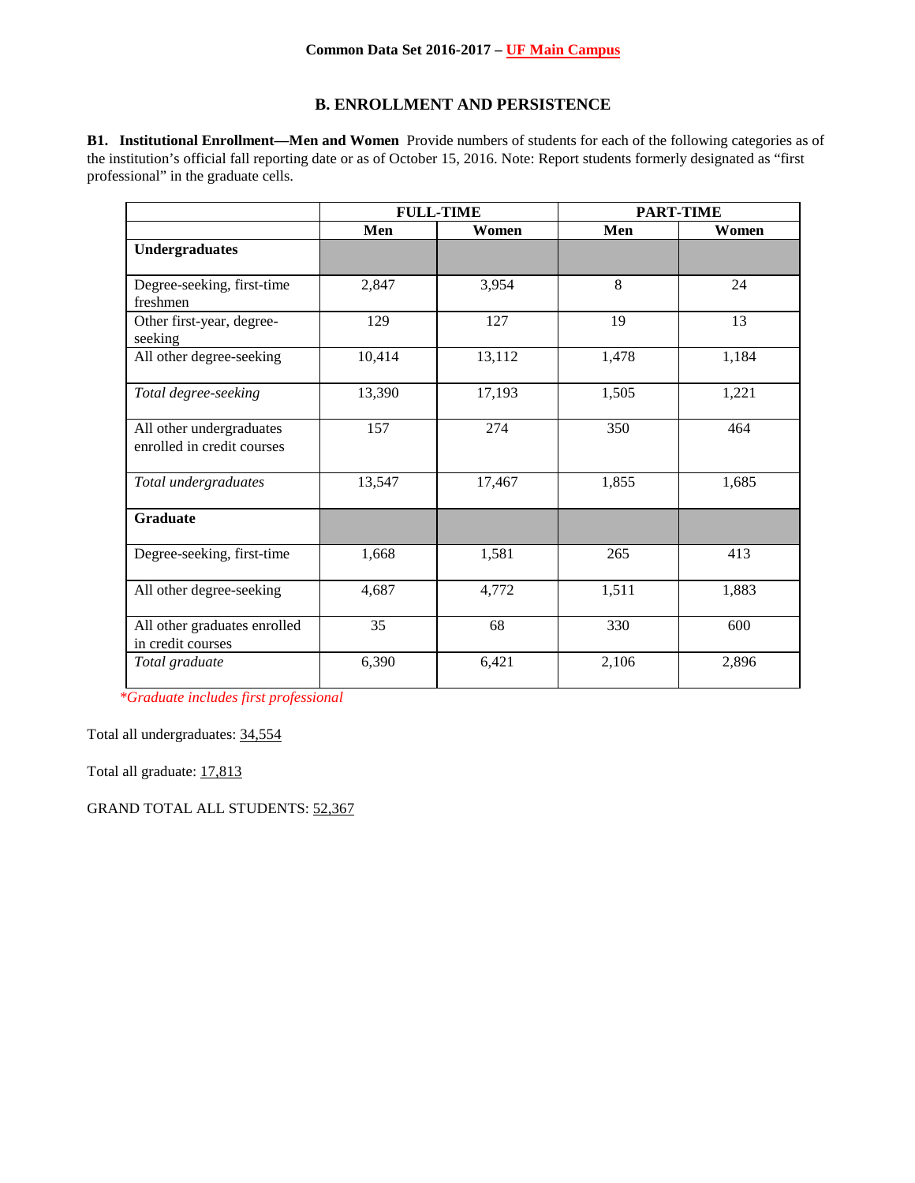**Common Data Set 2016-2017 – UF Main Campus**

## B. ENROLLMENT AND PERSISTENCE

**B1. Institutional Enrollment—Men and Women** Provide numbers of students for each of the following categories as of the institution's official fall reporting date or as of October 15, 2016. Note: Report students formerly designated as "first professional" in the graduate cells.

| | FULL-TIME | | PART-TIME | |
|---|---|---|---|---|
| | **Men** | **Women** | **Men** | **Women** |
| **Undergraduates** | | | | |
| Degree-seeking, first-time freshmen | 2,847 | 3,954 | 8 | 24 |
| Other first-year, degree-seeking | 129 | 127 | 19 | 13 |
| All other degree-seeking | 10,414 | 13,112 | 1,478 | 1,184 |
| *Total degree-seeking* | 13,390 | 17,193 | 1,505 | 1,221 |
| All other undergraduates enrolled in credit courses | 157 | 274 | 350 | 464 |
| *Total undergraduates* | 13,547 | 17,467 | 1,855 | 1,685 |
| **Graduate** | | | | |
| Degree-seeking, first-time | 1,668 | 1,581 | 265 | 413 |
| All other degree-seeking | 4,687 | 4,772 | 1,511 | 1,883 |
| All other graduates enrolled in credit courses | 35 | 68 | 330 | 600 |
| *Total graduate* | 6,390 | 6,421 | 2,106 | 2,896 |

*\*Graduate includes first professional*

Total all undergraduates: 34,554

Total all graduate: 17,813

GRAND TOTAL ALL STUDENTS: 52,367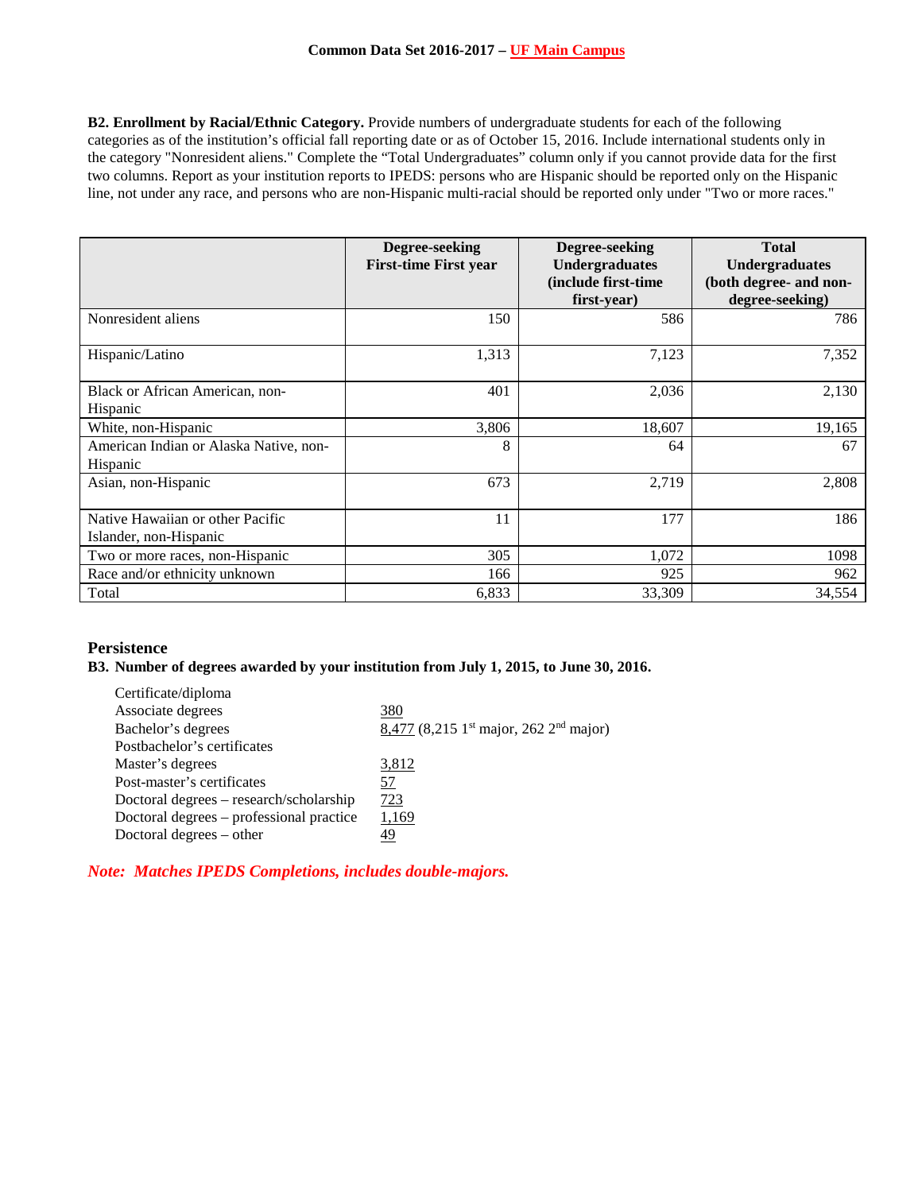**B2. Enrollment by Racial/Ethnic Category.** Provide numbers of undergraduate students for each of the following categories as of the institution's official fall reporting date or as of October 15, 2016. Include international students only in the category "Nonresident aliens." Complete the "Total Undergraduates" column only if you cannot provide data for the first two columns. Report as your institution reports to IPEDS: persons who are Hispanic should be reported only on the Hispanic line, not under any race, and persons who are non-Hispanic multi-racial should be reported only under "Two or more races."

| | Degree-seeking First-time First year | Degree-seeking Undergraduates (include first-time first-year) | Total Undergraduates (both degree- and non-degree-seeking) |
|---|---|---|---|
| Nonresident aliens | 150 | 586 | 786 |
| Hispanic/Latino | 1,313 | 7,123 | 7,352 |
| Black or African American, non-Hispanic | 401 | 2,036 | 2,130 |
| White, non-Hispanic | 3,806 | 18,607 | 19,165 |
| American Indian or Alaska Native, non-Hispanic | 8 | 64 | 67 |
| Asian, non-Hispanic | 673 | 2,719 | 2,808 |
| Native Hawaiian or other Pacific Islander, non-Hispanic | 11 | 177 | 186 |
| Two or more races, non-Hispanic | 305 | 1,072 | 1098 |
| Race and/or ethnicity unknown | 166 | 925 | 962 |
| Total | 6,833 | 33,309 | 34,554 |

## Persistence

**B3. Number of degrees awarded by your institution from July 1, 2015, to June 30, 2016.**

| | |
|---|---|
| Certificate/diploma | |
| Associate degrees | 380 |
| Bachelor's degrees | 8,477 (8,215 1st major, 262 2nd major) |
| Postbachelor's certificates | |
| Master's degrees | 3,812 |
| Post-master's certificates | 57 |
| Doctoral degrees – research/scholarship | 723 |
| Doctoral degrees – professional practice | 1,169 |
| Doctoral degrees – other | 49 |

***Note: Matches IPEDS Completions, includes double-majors.***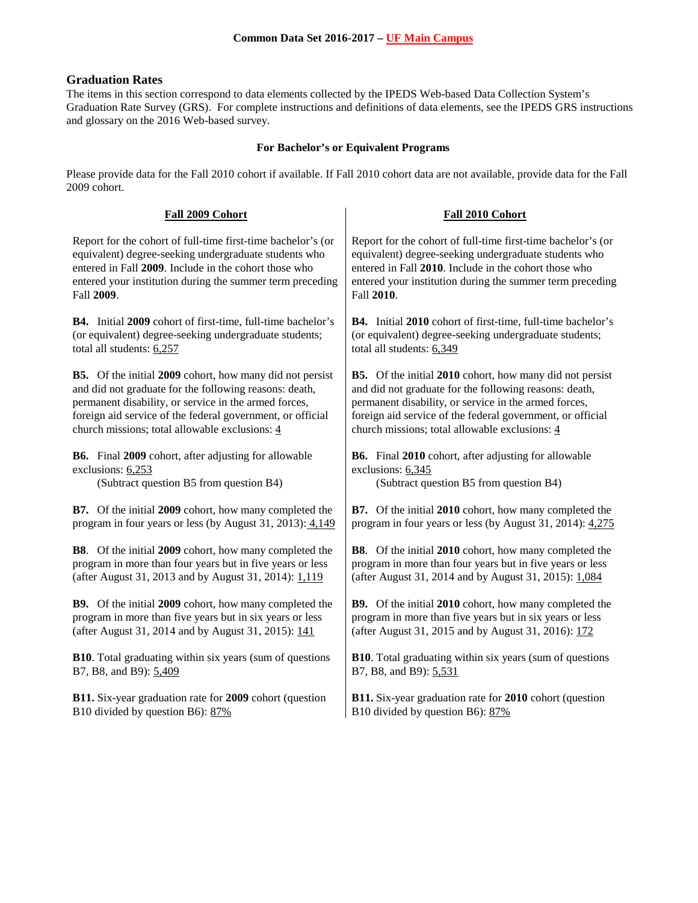## Graduation Rates

The items in this section correspond to data elements collected by the IPEDS Web-based Data Collection System's Graduation Rate Survey (GRS). For complete instructions and definitions of data elements, see the IPEDS GRS instructions and glossary on the 2016 Web-based survey.

### For Bachelor's or Equivalent Programs

Please provide data for the Fall 2010 cohort if available. If Fall 2010 cohort data are not available, provide data for the Fall 2009 cohort.

#### Fall 2009 Cohort

Report for the cohort of full-time first-time bachelor's (or equivalent) degree-seeking undergraduate students who entered in Fall **2009**. Include in the cohort those who entered your institution during the summer term preceding Fall **2009**.

**B4.** Initial **2009** cohort of first-time, full-time bachelor's (or equivalent) degree-seeking undergraduate students; total all students: 6,257

**B5.** Of the initial **2009** cohort, how many did not persist and did not graduate for the following reasons: death, permanent disability, or service in the armed forces, foreign aid service of the federal government, or official church missions; total allowable exclusions: 4

**B6.** Final **2009** cohort, after adjusting for allowable exclusions: 6,253
(Subtract question B5 from question B4)

**B7.** Of the initial **2009** cohort, how many completed the program in four years or less (by August 31, 2013): 4,149

**B8**. Of the initial **2009** cohort, how many completed the program in more than four years but in five years or less (after August 31, 2013 and by August 31, 2014): 1,119

**B9.** Of the initial **2009** cohort, how many completed the program in more than five years but in six years or less (after August 31, 2014 and by August 31, 2015): 141

**B10**. Total graduating within six years (sum of questions B7, B8, and B9): 5,409

**B11.** Six-year graduation rate for **2009** cohort (question B10 divided by question B6): 87%

#### Fall 2010 Cohort

Report for the cohort of full-time first-time bachelor's (or equivalent) degree-seeking undergraduate students who entered in Fall **2010**. Include in the cohort those who entered your institution during the summer term preceding Fall **2010**.

**B4.** Initial **2010** cohort of first-time, full-time bachelor's (or equivalent) degree-seeking undergraduate students; total all students: 6,349

**B5.** Of the initial **2010** cohort, how many did not persist and did not graduate for the following reasons: death, permanent disability, or service in the armed forces, foreign aid service of the federal government, or official church missions; total allowable exclusions: 4

**B6.** Final **2010** cohort, after adjusting for allowable exclusions: 6,345
(Subtract question B5 from question B4)

**B7.** Of the initial **2010** cohort, how many completed the program in four years or less (by August 31, 2014): 4,275

**B8**. Of the initial **2010** cohort, how many completed the program in more than four years but in five years or less (after August 31, 2014 and by August 31, 2015): 1,084

**B9.** Of the initial **2010** cohort, how many completed the program in more than five years but in six years or less (after August 31, 2015 and by August 31, 2016): 172

**B10**. Total graduating within six years (sum of questions B7, B8, and B9): 5,531

**B11.** Six-year graduation rate for **2010** cohort (question B10 divided by question B6): 87%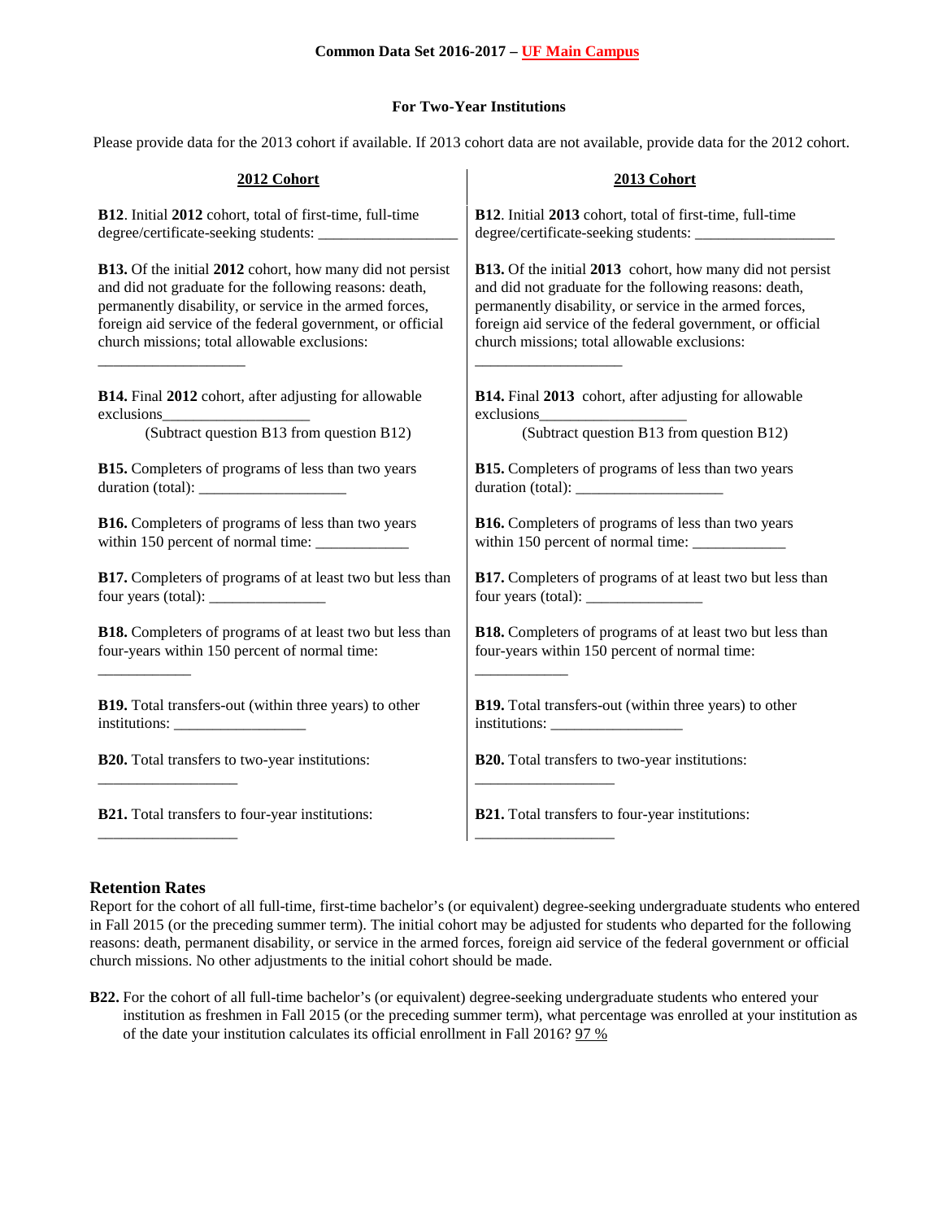**Common Data Set 2016-2017 – UF Main Campus**

**For Two-Year Institutions**

Please provide data for the 2013 cohort if available. If 2013 cohort data are not available, provide data for the 2012 cohort.

| **2012 Cohort** | **2013 Cohort** |
|---|---|
| **B12**. Initial **2012** cohort, total of first-time, full-time degree/certificate-seeking students: __________________ | **B12**. Initial **2013** cohort, total of first-time, full-time degree/certificate-seeking students: __________________ |
| **B13.** Of the initial **2012** cohort, how many did not persist and did not graduate for the following reasons: death, permanently disability, or service in the armed forces, foreign aid service of the federal government, or official church missions; total allowable exclusions: ___________________ | **B13.** Of the initial **2013** cohort, how many did not persist and did not graduate for the following reasons: death, permanently disability, or service in the armed forces, foreign aid service of the federal government, or official church missions; total allowable exclusions: ___________________ |
| **B14.** Final **2012** cohort, after adjusting for allowable exclusions___________________ (Subtract question B13 from question B12) | **B14.** Final **2013** cohort, after adjusting for allowable exclusions___________________ (Subtract question B13 from question B12) |
| **B15.** Completers of programs of less than two years duration (total): ___________________ | **B15.** Completers of programs of less than two years duration (total): ___________________ |
| **B16.** Completers of programs of less than two years within 150 percent of normal time: ____________ | **B16.** Completers of programs of less than two years within 150 percent of normal time: ____________ |
| **B17.** Completers of programs of at least two but less than four years (total): _______________ | **B17.** Completers of programs of at least two but less than four years (total): _______________ |
| **B18.** Completers of programs of at least two but less than four-years within 150 percent of normal time: ____________ | **B18.** Completers of programs of at least two but less than four-years within 150 percent of normal time: ____________ |
| **B19.** Total transfers-out (within three years) to other institutions: _________________ | **B19.** Total transfers-out (within three years) to other institutions: _________________ |
| **B20.** Total transfers to two-year institutions: __________________ | **B20.** Total transfers to two-year institutions: __________________ |
| **B21.** Total transfers to four-year institutions: __________________ | **B21.** Total transfers to four-year institutions: __________________ |

## Retention Rates

Report for the cohort of all full-time, first-time bachelor's (or equivalent) degree-seeking undergraduate students who entered in Fall 2015 (or the preceding summer term). The initial cohort may be adjusted for students who departed for the following reasons: death, permanent disability, or service in the armed forces, foreign aid service of the federal government or official church missions. No other adjustments to the initial cohort should be made.

**B22.** For the cohort of all full-time bachelor's (or equivalent) degree-seeking undergraduate students who entered your institution as freshmen in Fall 2015 (or the preceding summer term), what percentage was enrolled at your institution as of the date your institution calculates its official enrollment in Fall 2016? 97 %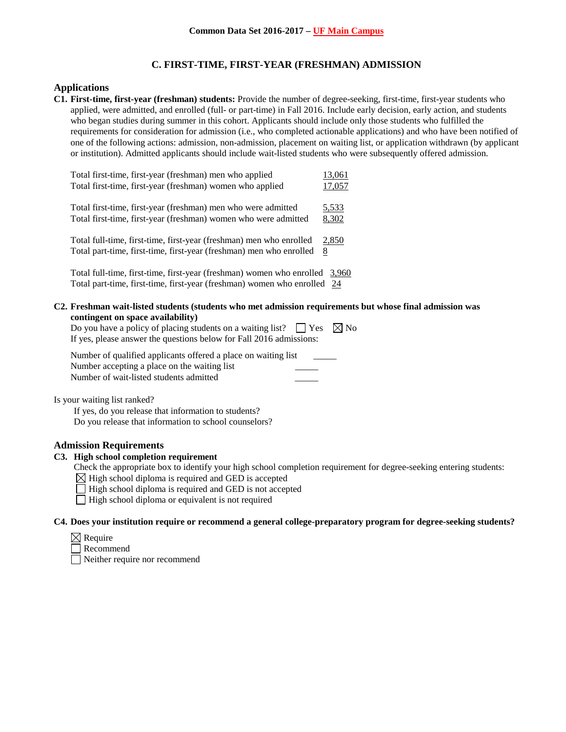# C. FIRST-TIME, FIRST-YEAR (FRESHMAN) ADMISSION

## Applications

**C1. First-time, first-year (freshman) students:** Provide the number of degree-seeking, first-time, first-year students who applied, were admitted, and enrolled (full- or part-time) in Fall 2016. Include early decision, early action, and students who began studies during summer in this cohort. Applicants should include only those students who fulfilled the requirements for consideration for admission (i.e., who completed actionable applications) and who have been notified of one of the following actions: admission, non-admission, placement on waiting list, or application withdrawn (by applicant or institution). Admitted applicants should include wait-listed students who were subsequently offered admission.

| | |
|---|---|
| Total first-time, first-year (freshman) men who applied | 13,061 |
| Total first-time, first-year (freshman) women who applied | 17,057 |
| Total first-time, first-year (freshman) men who were admitted | 5,533 |
| Total first-time, first-year (freshman) women who were admitted | 8,302 |
| Total full-time, first-time, first-year (freshman) men who enrolled | 2,850 |
| Total part-time, first-time, first-year (freshman) men who enrolled | 8 |
| Total full-time, first-time, first-year (freshman) women who enrolled | 3,960 |
| Total part-time, first-time, first-year (freshman) women who enrolled | 24 |

**C2. Freshman wait-listed students (students who met admission requirements but whose final admission was contingent on space availability)**

Do you have a policy of placing students on a waiting list? ☐ Yes ☒ No

If yes, please answer the questions below for Fall 2016 admissions:

Number of qualified applicants offered a place on waiting list _____

Number accepting a place on the waiting list _____

Number of wait-listed students admitted _____

Is your waiting list ranked?

If yes, do you release that information to students?

Do you release that information to school counselors?

## Admission Requirements

**C3. High school completion requirement**

Check the appropriate box to identify your high school completion requirement for degree-seeking entering students:

☒ High school diploma is required and GED is accepted

☐ High school diploma is required and GED is not accepted

☐ High school diploma or equivalent is not required

**C4. Does your institution require or recommend a general college-preparatory program for degree-seeking students?**

☒ Require

☐ Recommend

☐ Neither require nor recommend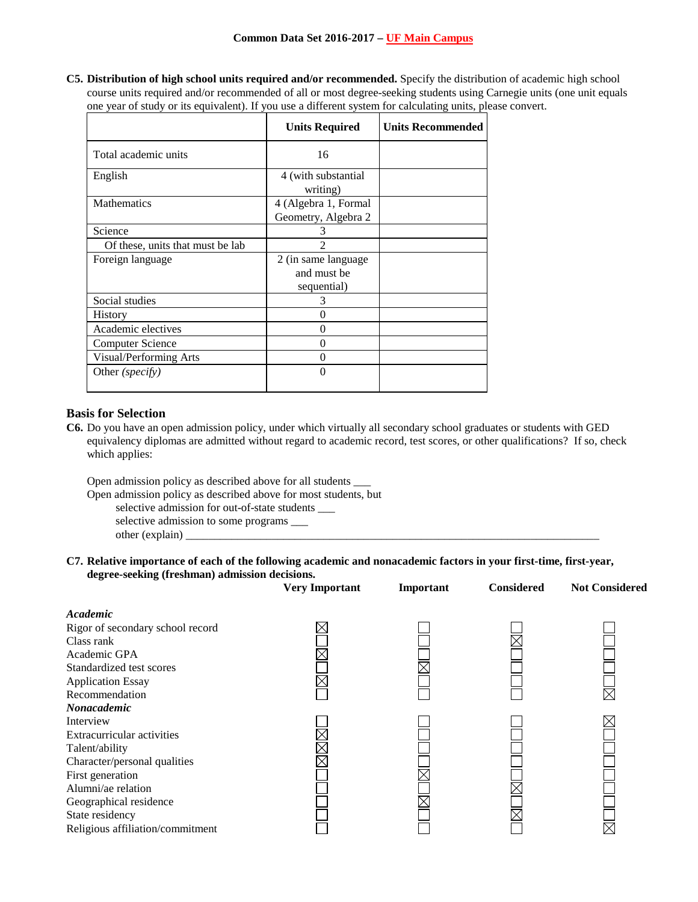**C5. Distribution of high school units required and/or recommended.** Specify the distribution of academic high school course units required and/or recommended of all or most degree-seeking students using Carnegie units (one unit equals one year of study or its equivalent). If you use a different system for calculating units, please convert.

| | Units Required | Units Recommended |
|---|---|---|
| Total academic units | 16 | |
| English | 4 (with substantial writing) | |
| Mathematics | 4 (Algebra 1, Formal Geometry, Algebra 2 | |
| Science | 3 | |
| Of these, units that must be lab | 2 | |
| Foreign language | 2 (in same language and must be sequential) | |
| Social studies | 3 | |
| History | 0 | |
| Academic electives | 0 | |
| Computer Science | 0 | |
| Visual/Performing Arts | 0 | |
| Other *(specify)* | 0 | |

## Basis for Selection

**C6.** Do you have an open admission policy, under which virtually all secondary school graduates or students with GED equivalency diplomas are admitted without regard to academic record, test scores, or other qualifications? If so, check which applies:

Open admission policy as described above for all students ___
Open admission policy as described above for most students, but
selective admission for out-of-state students ___
selective admission to some programs ___
other (explain) ___

**C7. Relative importance of each of the following academic and nonacademic factors in your first-time, first-year, degree-seeking (freshman) admission decisions.**

| | Very Important | Important | Considered | Not Considered |
|---|---|---|---|---|
| ***Academic*** | | | | |
| Rigor of secondary school record | ☒ | ☐ | ☐ | ☐ |
| Class rank | ☐ | ☐ | ☒ | ☐ |
| Academic GPA | ☒ | ☐ | ☐ | ☐ |
| Standardized test scores | ☐ | ☒ | ☐ | ☐ |
| Application Essay | ☒ | ☐ | ☐ | ☐ |
| Recommendation | ☐ | ☐ | ☐ | ☒ |
| ***Nonacademic*** | | | | |
| Interview | ☐ | ☐ | ☐ | ☒ |
| Extracurricular activities | ☒ | ☐ | ☐ | ☐ |
| Talent/ability | ☒ | ☐ | ☐ | ☐ |
| Character/personal qualities | ☒ | ☐ | ☐ | ☐ |
| First generation | ☐ | ☒ | ☐ | ☐ |
| Alumni/ae relation | ☐ | ☐ | ☒ | ☐ |
| Geographical residence | ☐ | ☒ | ☐ | ☐ |
| State residency | ☐ | ☐ | ☒ | ☐ |
| Religious affiliation/commitment | ☐ | ☐ | ☐ | ☒ |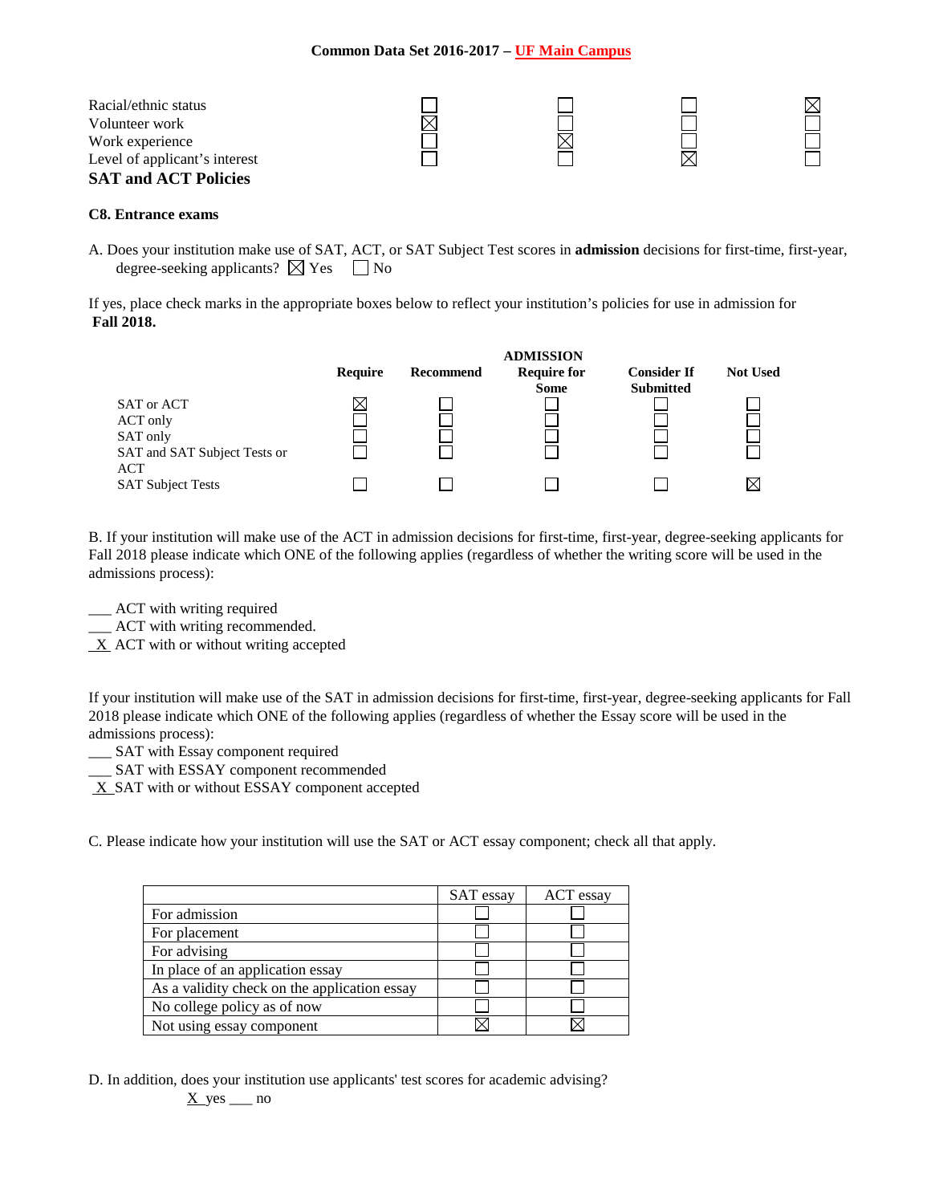| | | | | |
|---|---|---|---|---|
| Racial/ethnic status | ☐ | ☐ | ☐ | ☒ |
| Volunteer work | ☒ | ☐ | ☐ | ☐ |
| Work experience | ☐ | ☒ | ☐ | ☐ |
| Level of applicant's interest | ☐ | ☐ | ☒ | ☐ |

## SAT and ACT Policies

### C8. Entrance exams

A. Does your institution make use of SAT, ACT, or SAT Subject Test scores in **admission** decisions for first-time, first-year, degree-seeking applicants? ☒ Yes ☐ No

If yes, place check marks in the appropriate boxes below to reflect your institution's policies for use in admission for **Fall 2018.**

| | ADMISSION | | | | |
|---|---|---|---|---|---|
| | **Require** | **Recommend** | **Require for Some** | **Consider If Submitted** | **Not Used** |
| SAT or ACT | ☒ | ☐ | ☐ | ☐ | ☐ |
| ACT only | ☐ | ☐ | ☐ | ☐ | ☐ |
| SAT only | ☐ | ☐ | ☐ | ☐ | ☐ |
| SAT and SAT Subject Tests or ACT | ☐ | ☐ | ☐ | ☐ | ☐ |
| SAT Subject Tests | ☐ | ☐ | ☐ | ☐ | ☒ |

B. If your institution will make use of the ACT in admission decisions for first-time, first-year, degree-seeking applicants for Fall 2018 please indicate which ONE of the following applies (regardless of whether the writing score will be used in the admissions process):

___ ACT with writing required
___ ACT with writing recommended.
_X_ ACT with or without writing accepted

If your institution will make use of the SAT in admission decisions for first-time, first-year, degree-seeking applicants for Fall 2018 please indicate which ONE of the following applies (regardless of whether the Essay score will be used in the admissions process):

___ SAT with Essay component required
___ SAT with ESSAY component recommended
_X_ SAT with or without ESSAY component accepted

C. Please indicate how your institution will use the SAT or ACT essay component; check all that apply.

| | SAT essay | ACT essay |
|---|---|---|
| For admission | ☐ | ☐ |
| For placement | ☐ | ☐ |
| For advising | ☐ | ☐ |
| In place of an application essay | ☐ | ☐ |
| As a validity check on the application essay | ☐ | ☐ |
| No college policy as of now | ☐ | ☐ |
| Not using essay component | ☒ | ☒ |

D. In addition, does your institution use applicants' test scores for academic advising?
X yes ___ no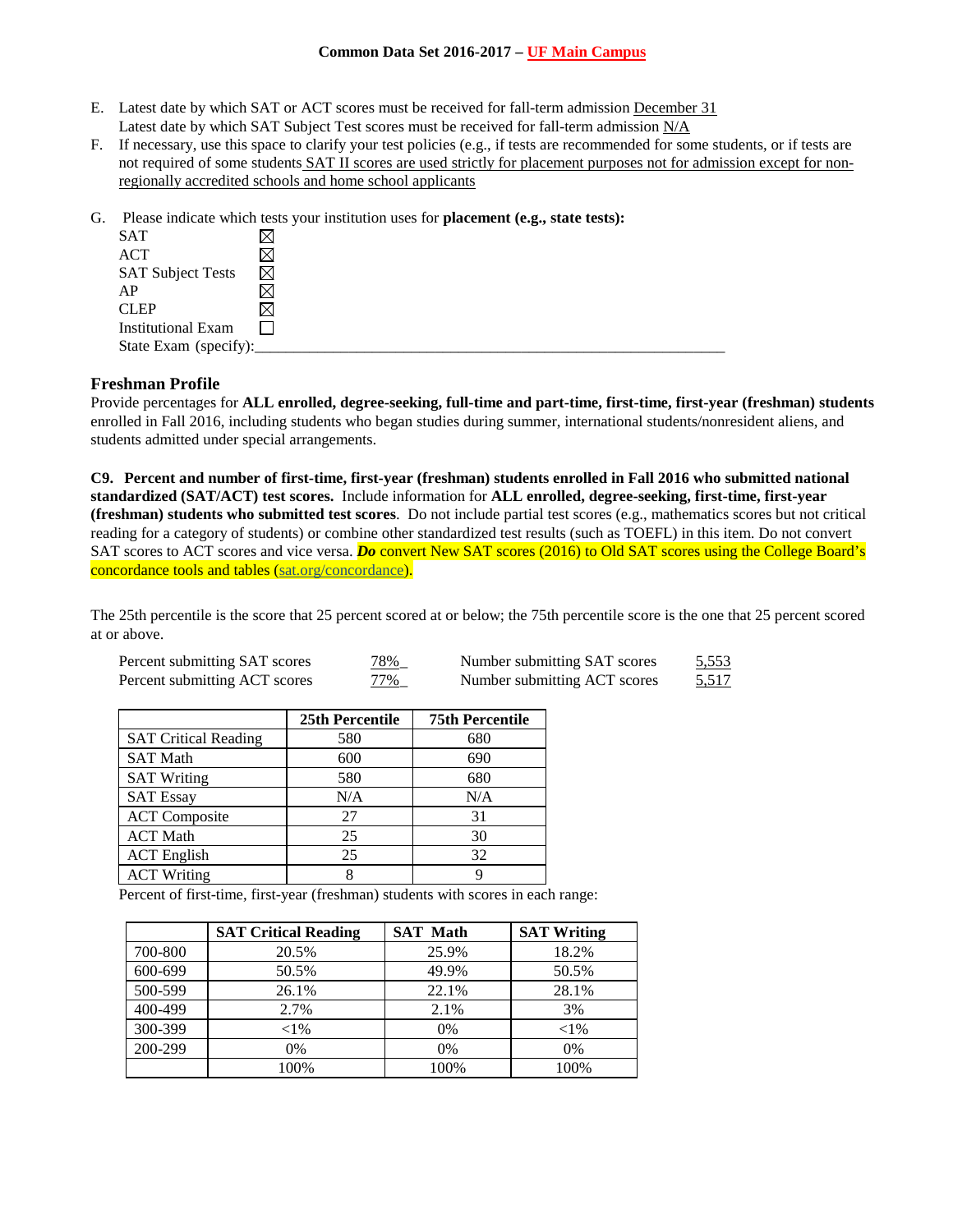E. Latest date by which SAT or ACT scores must be received for fall-term admission December 31
Latest date by which SAT Subject Test scores must be received for fall-term admission N/A

F. If necessary, use this space to clarify your test policies (e.g., if tests are recommended for some students, or if tests are not required of some students SAT II scores are used strictly for placement purposes not for admission except for non-regionally accredited schools and home school applicants

G. Please indicate which tests your institution uses for **placement (e.g., state tests):**

- SAT ☒
- ACT ☒
- SAT Subject Tests ☒
- AP ☒
- CLEP ☒
- Institutional Exam ☐
- State Exam (specify):_______________

### Freshman Profile

Provide percentages for **ALL enrolled, degree-seeking, full-time and part-time, first-time, first-year (freshman) students** enrolled in Fall 2016, including students who began studies during summer, international students/nonresident aliens, and students admitted under special arrangements.

**C9. Percent and number of first-time, first-year (freshman) students enrolled in Fall 2016 who submitted national standardized (SAT/ACT) test scores.** Include information for **ALL enrolled, degree-seeking, first-time, first-year (freshman) students who submitted test scores**. Do not include partial test scores (e.g., mathematics scores but not critical reading for a category of students) or combine other standardized test results (such as TOEFL) in this item. Do not convert SAT scores to ACT scores and vice versa. ***Do*** convert New SAT scores (2016) to Old SAT scores using the College Board's concordance tools and tables (sat.org/concordance).

The 25th percentile is the score that 25 percent scored at or below; the 75th percentile score is the one that 25 percent scored at or above.

| | | | |
|---|---|---|---|
| Percent submitting SAT scores | 78% | Number submitting SAT scores | 5,553 |
| Percent submitting ACT scores | 77% | Number submitting ACT scores | 5,517 |

| | 25th Percentile | 75th Percentile |
|---|---|---|
| SAT Critical Reading | 580 | 680 |
| SAT Math | 600 | 690 |
| SAT Writing | 580 | 680 |
| SAT Essay | N/A | N/A |
| ACT Composite | 27 | 31 |
| ACT Math | 25 | 30 |
| ACT English | 25 | 32 |
| ACT Writing | 8 | 9 |

Percent of first-time, first-year (freshman) students with scores in each range:

| | SAT Critical Reading | SAT Math | SAT Writing |
|---|---|---|---|
| 700-800 | 20.5% | 25.9% | 18.2% |
| 600-699 | 50.5% | 49.9% | 50.5% |
| 500-599 | 26.1% | 22.1% | 28.1% |
| 400-499 | 2.7% | 2.1% | 3% |
| 300-399 | <1% | 0% | <1% |
| 200-299 | 0% | 0% | 0% |
| | 100% | 100% | 100% |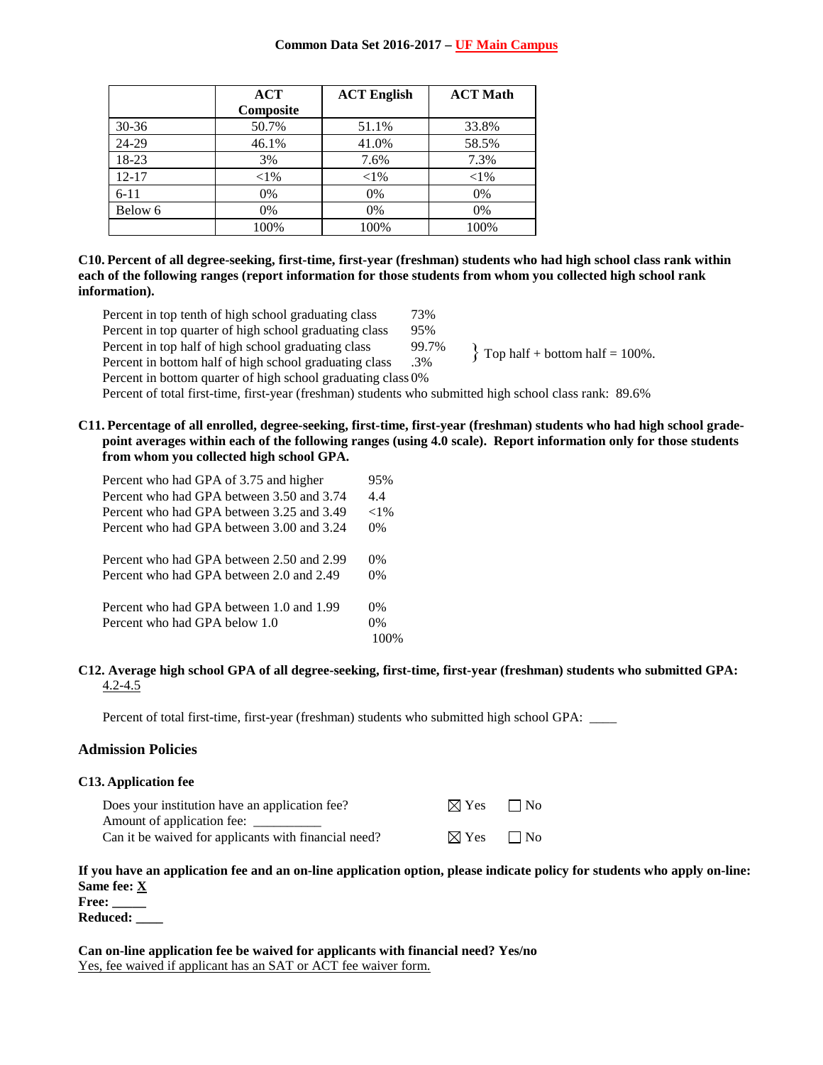| | ACT Composite | ACT English | ACT Math |
|---|---|---|---|
| 30-36 | 50.7% | 51.1% | 33.8% |
| 24-29 | 46.1% | 41.0% | 58.5% |
| 18-23 | 3% | 7.6% | 7.3% |
| 12-17 | <1% | <1% | <1% |
| 6-11 | 0% | 0% | 0% |
| Below 6 | 0% | 0% | 0% |
| | 100% | 100% | 100% |

**C10. Percent of all degree-seeking, first-time, first-year (freshman) students who had high school class rank within each of the following ranges (report information for those students from whom you collected high school rank information).**

| | |
|---|---|
| Percent in top tenth of high school graduating class | 73% |
| Percent in top quarter of high school graduating class | 95% |
| Percent in top half of high school graduating class | 99.7% |
| Percent in bottom half of high school graduating class | .3% |
| Percent in bottom quarter of high school graduating class | 0% |

} Top half + bottom half = 100%.

Percent of total first-time, first-year (freshman) students who submitted high school class rank: 89.6%

**C11. Percentage of all enrolled, degree-seeking, first-time, first-year (freshman) students who had high school grade-point averages within each of the following ranges (using 4.0 scale). Report information only for those students from whom you collected high school GPA.**

| | |
|---|---|
| Percent who had GPA of 3.75 and higher | 95% |
| Percent who had GPA between 3.50 and 3.74 | 4.4 |
| Percent who had GPA between 3.25 and 3.49 | <1% |
| Percent who had GPA between 3.00 and 3.24 | 0% |
| Percent who had GPA between 2.50 and 2.99 | 0% |
| Percent who had GPA between 2.0 and 2.49 | 0% |
| Percent who had GPA between 1.0 and 1.99 | 0% |
| Percent who had GPA below 1.0 | 0% |
| | 100% |

**C12. Average high school GPA of all degree-seeking, first-time, first-year (freshman) students who submitted GPA:** 4.2-4.5

Percent of total first-time, first-year (freshman) students who submitted high school GPA: ____

## Admission Policies

**C13. Application fee**

| | | |
|---|---|---|
| Does your institution have an application fee? | ☒ Yes | ☐ No |
| Amount of application fee: __________ | | |
| Can it be waived for applicants with financial need? | ☒ Yes | ☐ No |

**If you have an application fee and an on-line application option, please indicate policy for students who apply on-line:**
**Same fee:** X
**Free:** _____
**Reduced:** ____

**Can on-line application fee be waived for applicants with financial need? Yes/no**
Yes, fee waived if applicant has an SAT or ACT fee waiver form.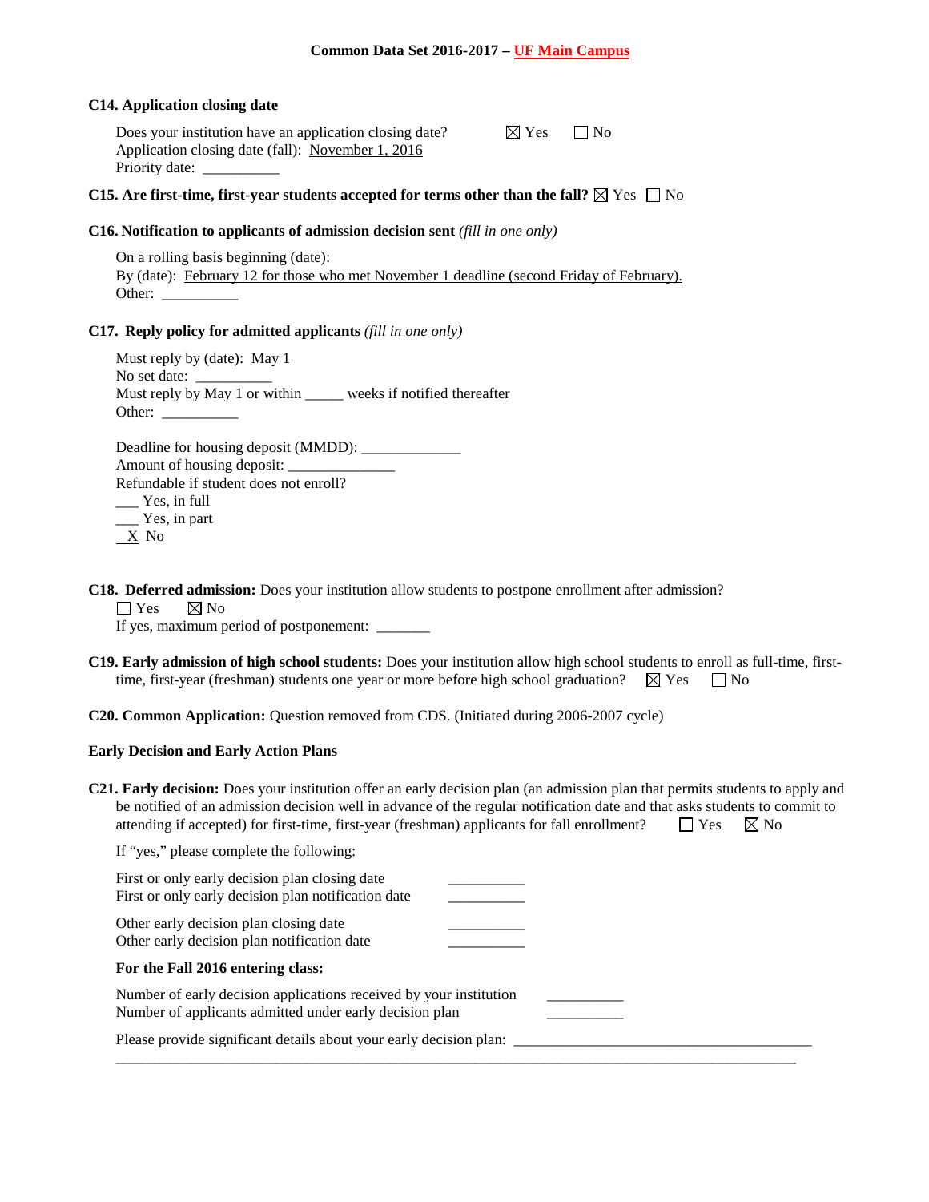**C14. Application closing date**

Does your institution have an application closing date? ☒ Yes ☐ No
Application closing date (fall): November 1, 2016
Priority date: __________

**C15. Are first-time, first-year students accepted for terms other than the fall?** ☒ Yes ☐ No

**C16. Notification to applicants of admission decision sent** *(fill in one only)*

On a rolling basis beginning (date):
By (date): February 12 for those who met November 1 deadline (second Friday of February).
Other: __________

**C17. Reply policy for admitted applicants** *(fill in one only)*

Must reply by (date): May 1
No set date: __________
Must reply by May 1 or within _____ weeks if notified thereafter
Other: __________

Deadline for housing deposit (MMDD): _____________
Amount of housing deposit: ______________
Refundable if student does not enroll?
___ Yes, in full
___ Yes, in part
_X_ No

**C18. Deferred admission:** Does your institution allow students to postpone enrollment after admission?
☐ Yes ☒ No
If yes, maximum period of postponement: _______

**C19. Early admission of high school students:** Does your institution allow high school students to enroll as full-time, first-time, first-year (freshman) students one year or more before high school graduation? ☒ Yes ☐ No

**C20. Common Application:** Question removed from CDS. (Initiated during 2006-2007 cycle)

**Early Decision and Early Action Plans**

**C21. Early decision:** Does your institution offer an early decision plan (an admission plan that permits students to apply and be notified of an admission decision well in advance of the regular notification date and that asks students to commit to attending if accepted) for first-time, first-year (freshman) applicants for fall enrollment? ☐ Yes ☒ No

If "yes," please complete the following:

First or only early decision plan closing date __________
First or only early decision plan notification date __________

Other early decision plan closing date __________
Other early decision plan notification date __________

**For the Fall 2016 entering class:**

Number of early decision applications received by your institution __________
Number of applicants admitted under early decision plan __________

Please provide significant details about your early decision plan: ________________________________________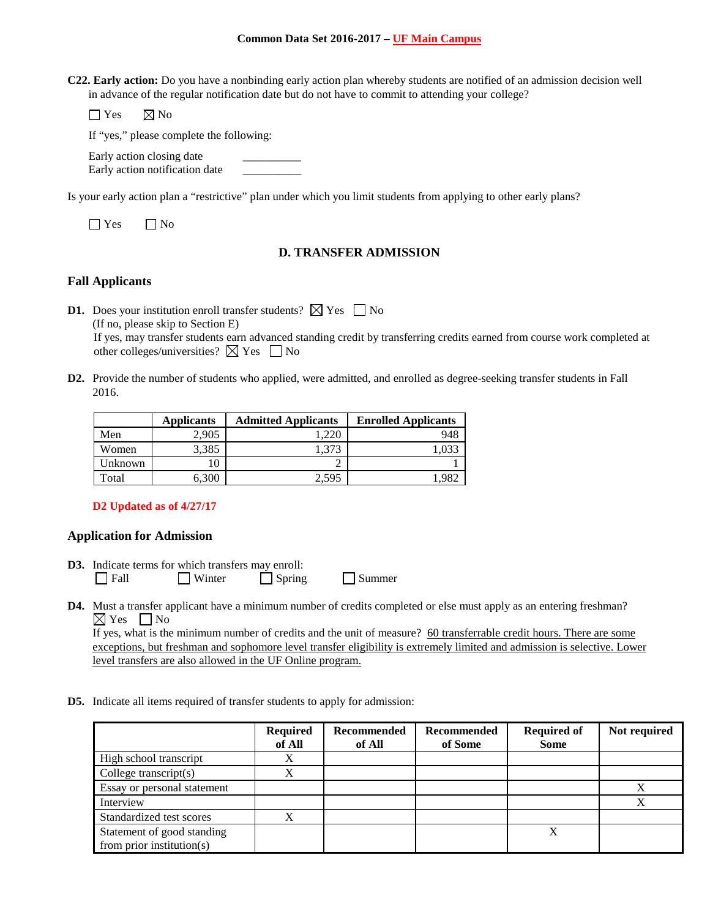**C22. Early action:** Do you have a nonbinding early action plan whereby students are notified of an admission decision well in advance of the regular notification date but do not have to commit to attending your college?

☐ Yes ☒ No

If "yes," please complete the following:

Early action closing date \_\_\_\_\_\_\_\_\_\_
Early action notification date \_\_\_\_\_\_\_\_\_\_

Is your early action plan a "restrictive" plan under which you limit students from applying to other early plans?

☐ Yes ☐ No

## D. TRANSFER ADMISSION

### Fall Applicants

**D1.** Does your institution enroll transfer students? ☒ Yes ☐ No
(If no, please skip to Section E)
If yes, may transfer students earn advanced standing credit by transferring credits earned from course work completed at other colleges/universities? ☒ Yes ☐ No

**D2.** Provide the number of students who applied, were admitted, and enrolled as degree-seeking transfer students in Fall 2016.

| | Applicants | Admitted Applicants | Enrolled Applicants |
|---|---|---|---|
| Men | 2,905 | 1,220 | 948 |
| Women | 3,385 | 1,373 | 1,033 |
| Unknown | 10 | 2 | 1 |
| Total | 6,300 | 2,595 | 1,982 |

**D2 Updated as of 4/27/17**

### Application for Admission

**D3.** Indicate terms for which transfers may enroll:
☐ Fall ☐ Winter ☐ Spring ☐ Summer

**D4.** Must a transfer applicant have a minimum number of credits completed or else must apply as an entering freshman?
☒ Yes ☐ No
If yes, what is the minimum number of credits and the unit of measure? 60 transferrable credit hours. There are some exceptions, but freshman and sophomore level transfer eligibility is extremely limited and admission is selective. Lower level transfers are also allowed in the UF Online program.

**D5.** Indicate all items required of transfer students to apply for admission:

| | Required of All | Recommended of All | Recommended of Some | Required of Some | Not required |
|---|---|---|---|---|---|
| High school transcript | X | | | | |
| College transcript(s) | X | | | | |
| Essay or personal statement | | | | | X |
| Interview | | | | | X |
| Standardized test scores | X | | | | |
| Statement of good standing from prior institution(s) | | | | X | |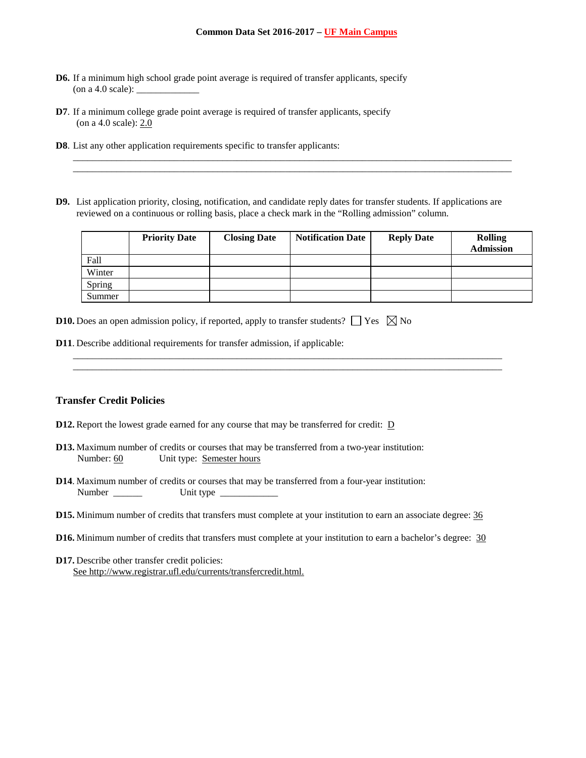**D6.** If a minimum high school grade point average is required of transfer applicants, specify (on a 4.0 scale): _____________

**D7**. If a minimum college grade point average is required of transfer applicants, specify (on a 4.0 scale): 2.0

**D8**. List any other application requirements specific to transfer applicants:

______________________________________________________________________________________

______________________________________________________________________________________

**D9.** List application priority, closing, notification, and candidate reply dates for transfer students. If applications are reviewed on a continuous or rolling basis, place a check mark in the "Rolling admission" column.

| | Priority Date | Closing Date | Notification Date | Reply Date | Rolling Admission |
|---|---|---|---|---|---|
| Fall | | | | | |
| Winter | | | | | |
| Spring | | | | | |
| Summer | | | | | |

**D10.** Does an open admission policy, if reported, apply to transfer students? ☐ Yes ☒ No

**D11**. Describe additional requirements for transfer admission, if applicable:

______________________________________________________________________________________

______________________________________________________________________________________

### Transfer Credit Policies

**D12.** Report the lowest grade earned for any course that may be transferred for credit: D

**D13.** Maximum number of credits or courses that may be transferred from a two-year institution:
Number: 60 Unit type: Semester hours

**D14**. Maximum number of credits or courses that may be transferred from a four-year institution:
Number ______ Unit type ____________

**D15.** Minimum number of credits that transfers must complete at your institution to earn an associate degree: 36

**D16.** Minimum number of credits that transfers must complete at your institution to earn a bachelor's degree: 30

**D17.** Describe other transfer credit policies:
See http://www.registrar.ufl.edu/currents/transfercredit.html.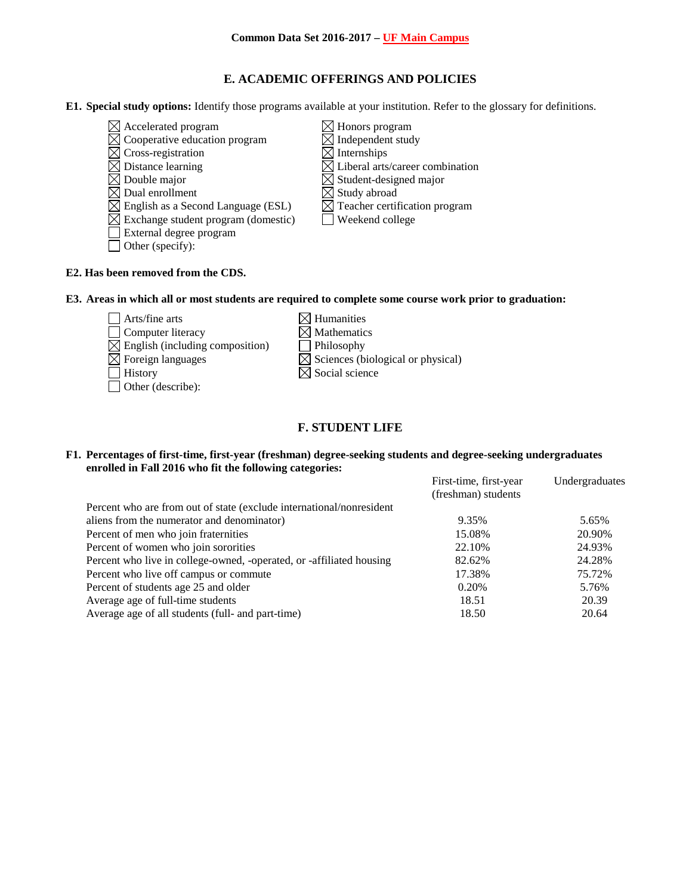## E. ACADEMIC OFFERINGS AND POLICIES

**E1. Special study options:** Identify those programs available at your institution. Refer to the glossary for definitions.

- ☒ Accelerated program
- ☒ Cooperative education program
- ☒ Cross-registration
- ☒ Distance learning
- ☒ Double major
- ☒ Dual enrollment
- ☒ English as a Second Language (ESL)
- ☒ Exchange student program (domestic)
- ☐ External degree program
- ☐ Other (specify):
- ☒ Honors program
- ☒ Independent study
- ☒ Internships
- ☒ Liberal arts/career combination
- ☒ Student-designed major
- ☒ Study abroad
- ☒ Teacher certification program
- ☐ Weekend college

**E2. Has been removed from the CDS.**

**E3. Areas in which all or most students are required to complete some course work prior to graduation:**

- ☐ Arts/fine arts
- ☐ Computer literacy
- ☒ English (including composition)
- ☒ Foreign languages
- ☐ History
- ☐ Other (describe):
- ☒ Humanities
- ☒ Mathematics
- ☐ Philosophy
- ☒ Sciences (biological or physical)
- ☒ Social science

## F. STUDENT LIFE

**F1. Percentages of first-time, first-year (freshman) degree-seeking students and degree-seeking undergraduates enrolled in Fall 2016 who fit the following categories:**

| | First-time, first-year (freshman) students | Undergraduates |
|---|---|---|
| Percent who are from out of state (exclude international/nonresident aliens from the numerator and denominator) | 9.35% | 5.65% |
| Percent of men who join fraternities | 15.08% | 20.90% |
| Percent of women who join sororities | 22.10% | 24.93% |
| Percent who live in college-owned, -operated, or -affiliated housing | 82.62% | 24.28% |
| Percent who live off campus or commute | 17.38% | 75.72% |
| Percent of students age 25 and older | 0.20% | 5.76% |
| Average age of full-time students | 18.51 | 20.39 |
| Average age of all students (full- and part-time) | 18.50 | 20.64 |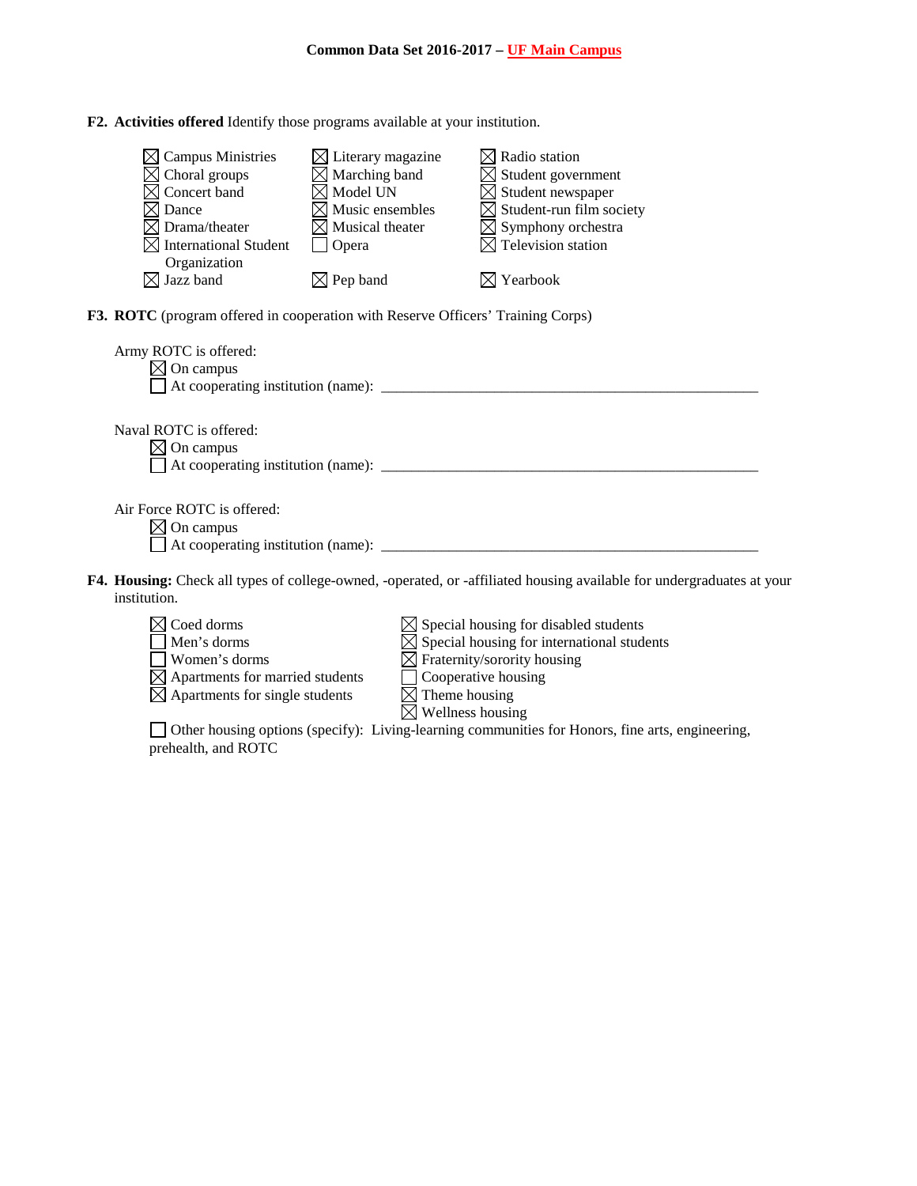**Common Data Set 2016-2017 – UF Main Campus**

**F2. Activities offered** Identify those programs available at your institution.

- ☒ Campus Ministries
- ☒ Choral groups
- ☒ Concert band
- ☒ Dance
- ☒ Drama/theater
- ☒ International Student Organization
- ☒ Jazz band
- ☒ Literary magazine
- ☒ Marching band
- ☒ Model UN
- ☒ Music ensembles
- ☒ Musical theater
- ☐ Opera
- ☒ Pep band
- ☒ Radio station
- ☒ Student government
- ☒ Student newspaper
- ☒ Student-run film society
- ☒ Symphony orchestra
- ☒ Television station
- ☒ Yearbook

**F3. ROTC** (program offered in cooperation with Reserve Officers' Training Corps)

Army ROTC is offered:
- ☒ On campus
- ☐ At cooperating institution (name): ____________________

Naval ROTC is offered:
- ☒ On campus
- ☐ At cooperating institution (name): ____________________

Air Force ROTC is offered:
- ☒ On campus
- ☐ At cooperating institution (name): ____________________

**F4. Housing:** Check all types of college-owned, -operated, or -affiliated housing available for undergraduates at your institution.

- ☒ Coed dorms
- ☐ Men's dorms
- ☐ Women's dorms
- ☒ Apartments for married students
- ☒ Apartments for single students
- ☒ Special housing for disabled students
- ☒ Special housing for international students
- ☒ Fraternity/sorority housing
- ☐ Cooperative housing
- ☒ Theme housing
- ☒ Wellness housing

☐ Other housing options (specify): Living-learning communities for Honors, fine arts, engineering, prehealth, and ROTC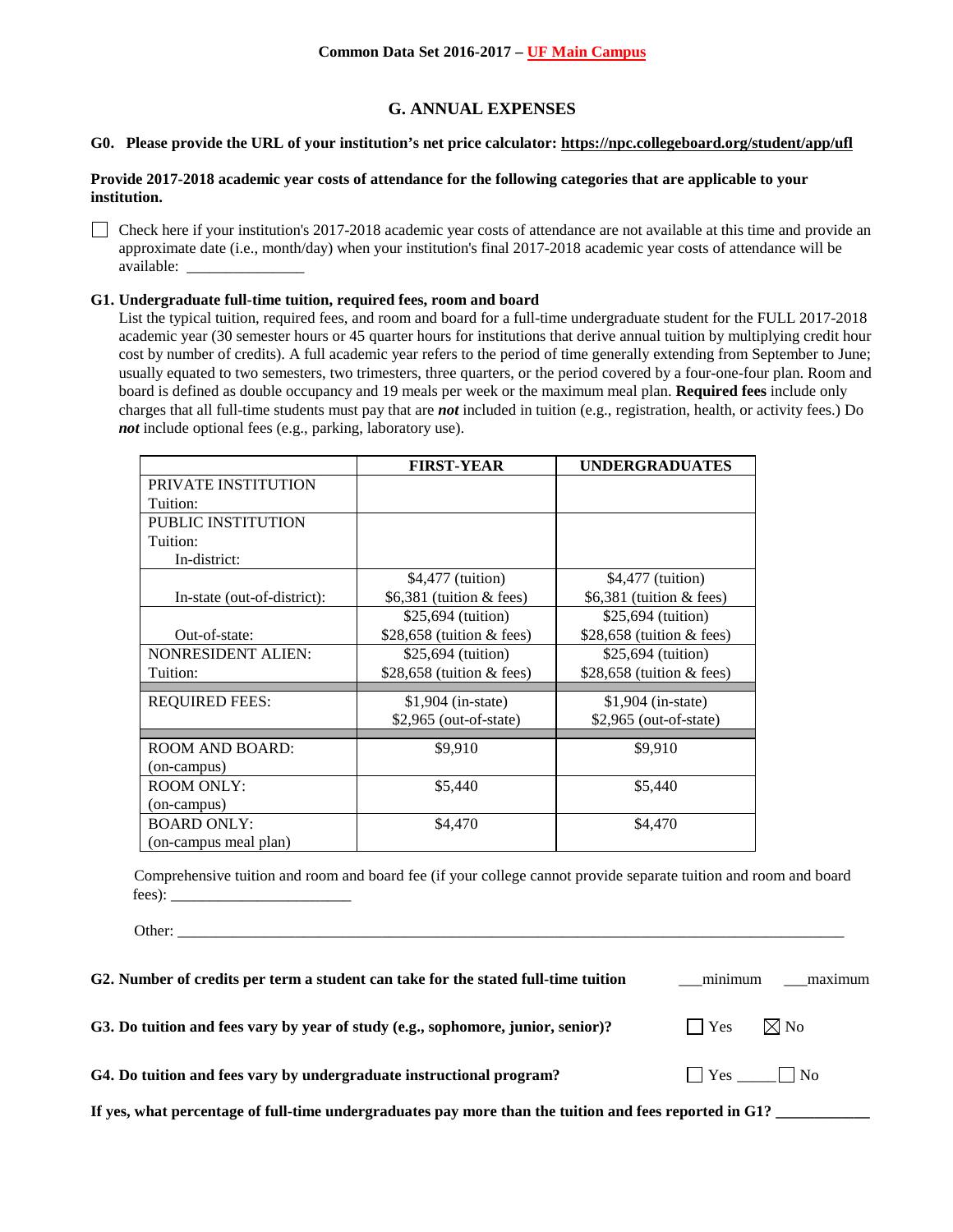Common Data Set 2016-2017 – UF Main Campus

## G. ANNUAL EXPENSES

**G0. Please provide the URL of your institution's net price calculator: https://npc.collegeboard.org/student/app/ufl**

**Provide 2017-2018 academic year costs of attendance for the following categories that are applicable to your institution.**

☐ Check here if your institution's 2017-2018 academic year costs of attendance are not available at this time and provide an approximate date (i.e., month/day) when your institution's final 2017-2018 academic year costs of attendance will be available: _______________

**G1. Undergraduate full-time tuition, required fees, room and board**

List the typical tuition, required fees, and room and board for a full-time undergraduate student for the FULL 2017-2018 academic year (30 semester hours or 45 quarter hours for institutions that derive annual tuition by multiplying credit hour cost by number of credits). A full academic year refers to the period of time generally extending from September to June; usually equated to two semesters, two trimesters, three quarters, or the period covered by a four-one-four plan. Room and board is defined as double occupancy and 19 meals per week or the maximum meal plan. **Required fees** include only charges that all full-time students must pay that are ***not*** included in tuition (e.g., registration, health, or activity fees.) Do ***not*** include optional fees (e.g., parking, laboratory use).

| | FIRST-YEAR | UNDERGRADUATES |
|---|---|---|
| PRIVATE INSTITUTION<br>Tuition: | | |
| PUBLIC INSTITUTION<br>Tuition:<br>In-district: | | |
| In-state (out-of-district): | $4,477 (tuition)<br>$6,381 (tuition & fees) | $4,477 (tuition)<br>$6,381 (tuition & fees) |
| Out-of-state: | $25,694 (tuition)<br>$28,658 (tuition & fees) | $25,694 (tuition)<br>$28,658 (tuition & fees) |
| NONRESIDENT ALIEN:<br>Tuition: | $25,694 (tuition)<br>$28,658 (tuition & fees) | $25,694 (tuition)<br>$28,658 (tuition & fees) |
| REQUIRED FEES: | $1,904 (in-state)<br>$2,965 (out-of-state) | $1,904 (in-state)<br>$2,965 (out-of-state) |
| ROOM AND BOARD:<br>(on-campus) | $9,910 | $9,910 |
| ROOM ONLY:<br>(on-campus) | $5,440 | $5,440 |
| BOARD ONLY:<br>(on-campus meal plan) | $4,470 | $4,470 |

Comprehensive tuition and room and board fee (if your college cannot provide separate tuition and room and board fees): _______________________

Other: _______________________________________________________________________________________

**G2. Number of credits per term a student can take for the stated full-time tuition** ___minimum ___maximum

**G3. Do tuition and fees vary by year of study (e.g., sophomore, junior, senior)?** ☐ Yes ☒ No

**G4. Do tuition and fees vary by undergraduate instructional program?** ☐ Yes _____ ☐ No

**If yes, what percentage of full-time undergraduates pay more than the tuition and fees reported in G1?** ____________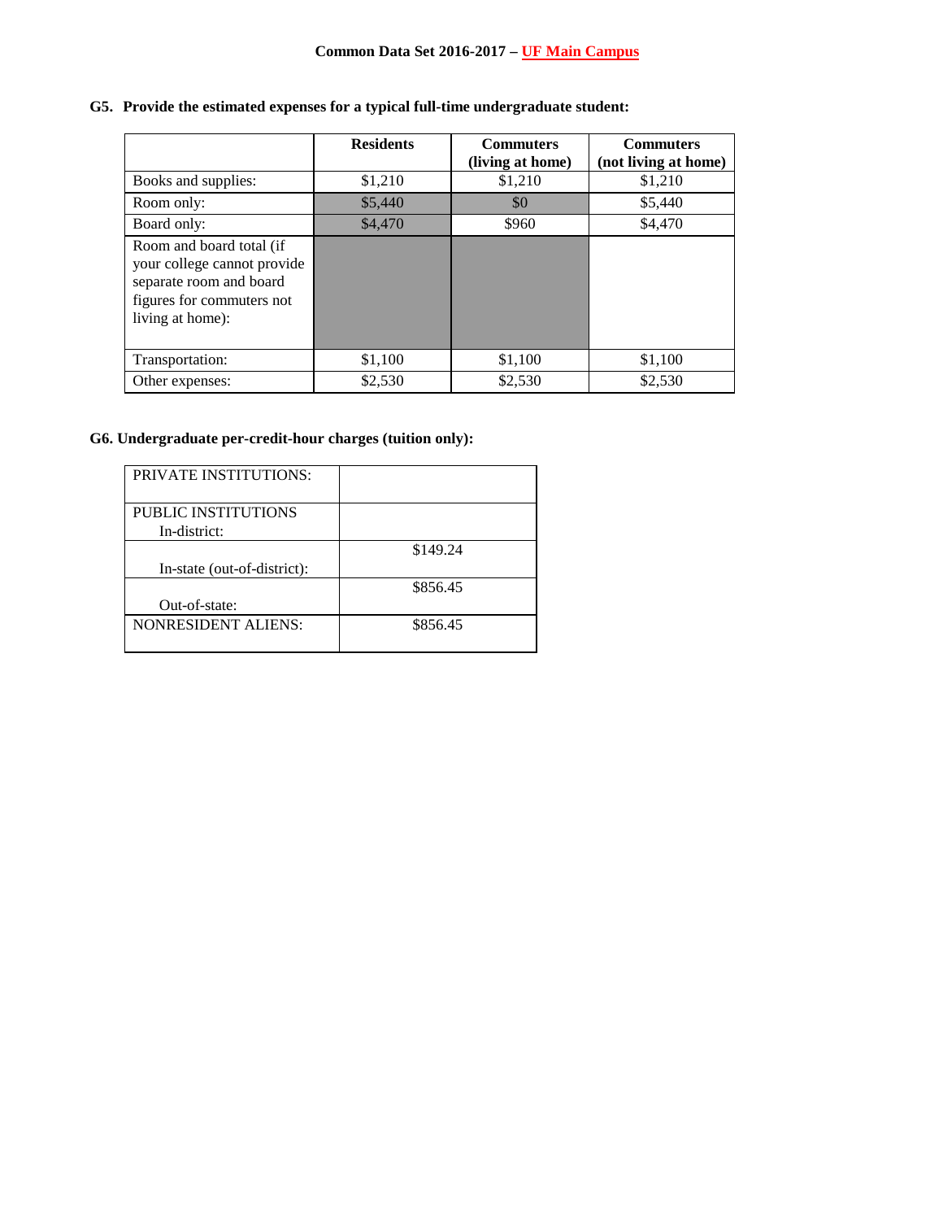**G5. Provide the estimated expenses for a typical full-time undergraduate student:**

| | Residents | Commuters (living at home) | Commuters (not living at home) |
|---|---|---|---|
| Books and supplies: | $1,210 | $1,210 | $1,210 |
| Room only: | $5,440 | $0 | $5,440 |
| Board only: | $4,470 | $960 | $4,470 |
| Room and board total (if your college cannot provide separate room and board figures for commuters not living at home): | | | |
| Transportation: | $1,100 | $1,100 | $1,100 |
| Other expenses: | $2,530 | $2,530 | $2,530 |

**G6. Undergraduate per-credit-hour charges (tuition only):**

| | |
|---|---|
| PRIVATE INSTITUTIONS: | |
| PUBLIC INSTITUTIONS In-district: | |
| In-state (out-of-district): | $149.24 |
| Out-of-state: | $856.45 |
| NONRESIDENT ALIENS: | $856.45 |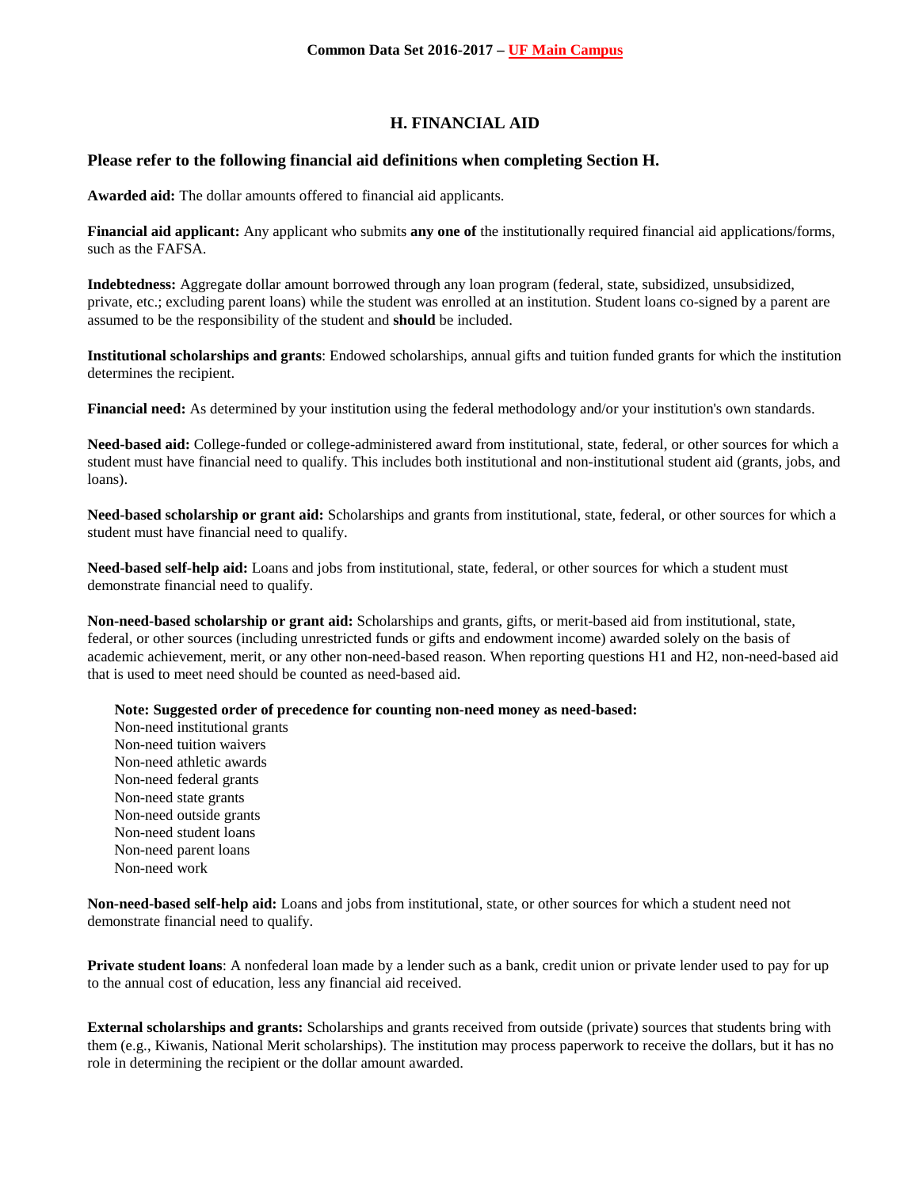## H. FINANCIAL AID

### Please refer to the following financial aid definitions when completing Section H.

**Awarded aid:** The dollar amounts offered to financial aid applicants.

**Financial aid applicant:** Any applicant who submits **any one of** the institutionally required financial aid applications/forms, such as the FAFSA.

**Indebtedness:** Aggregate dollar amount borrowed through any loan program (federal, state, subsidized, unsubsidized, private, etc.; excluding parent loans) while the student was enrolled at an institution. Student loans co-signed by a parent are assumed to be the responsibility of the student and **should** be included.

**Institutional scholarships and grants**: Endowed scholarships, annual gifts and tuition funded grants for which the institution determines the recipient.

**Financial need:** As determined by your institution using the federal methodology and/or your institution's own standards.

**Need-based aid:** College-funded or college-administered award from institutional, state, federal, or other sources for which a student must have financial need to qualify. This includes both institutional and non-institutional student aid (grants, jobs, and loans).

**Need-based scholarship or grant aid:** Scholarships and grants from institutional, state, federal, or other sources for which a student must have financial need to qualify.

**Need-based self-help aid:** Loans and jobs from institutional, state, federal, or other sources for which a student must demonstrate financial need to qualify.

**Non-need-based scholarship or grant aid:** Scholarships and grants, gifts, or merit-based aid from institutional, state, federal, or other sources (including unrestricted funds or gifts and endowment income) awarded solely on the basis of academic achievement, merit, or any other non-need-based reason. When reporting questions H1 and H2, non-need-based aid that is used to meet need should be counted as need-based aid.

**Note: Suggested order of precedence for counting non-need money as need-based:**
Non-need institutional grants
Non-need tuition waivers
Non-need athletic awards
Non-need federal grants
Non-need state grants
Non-need outside grants
Non-need student loans
Non-need parent loans
Non-need work

**Non-need-based self-help aid:** Loans and jobs from institutional, state, or other sources for which a student need not demonstrate financial need to qualify.

**Private student loans**: A nonfederal loan made by a lender such as a bank, credit union or private lender used to pay for up to the annual cost of education, less any financial aid received.

**External scholarships and grants:** Scholarships and grants received from outside (private) sources that students bring with them (e.g., Kiwanis, National Merit scholarships). The institution may process paperwork to receive the dollars, but it has no role in determining the recipient or the dollar amount awarded.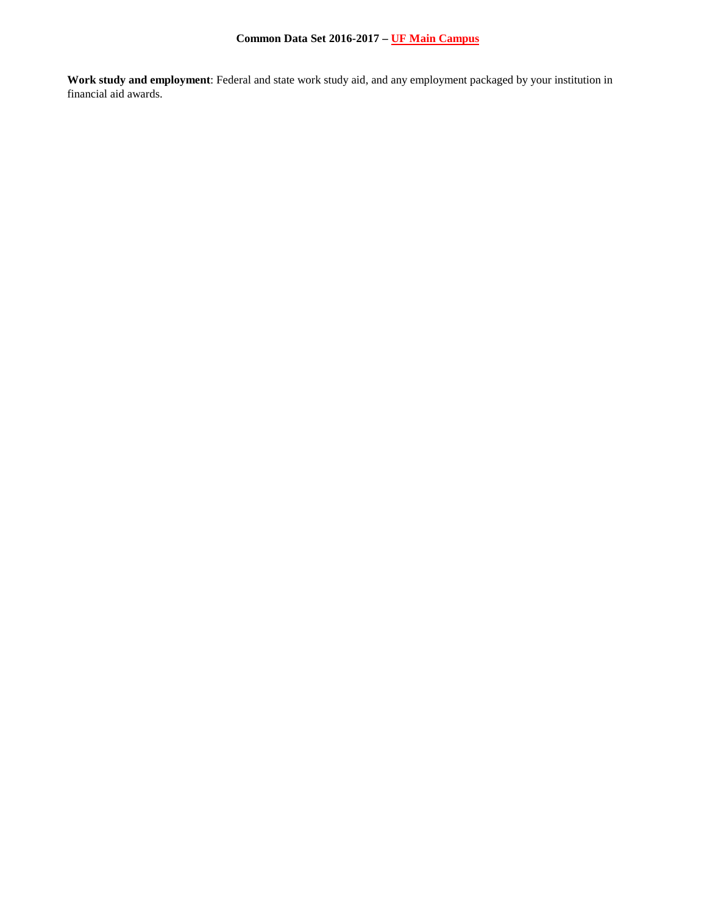**Work study and employment**: Federal and state work study aid, and any employment packaged by your institution in financial aid awards.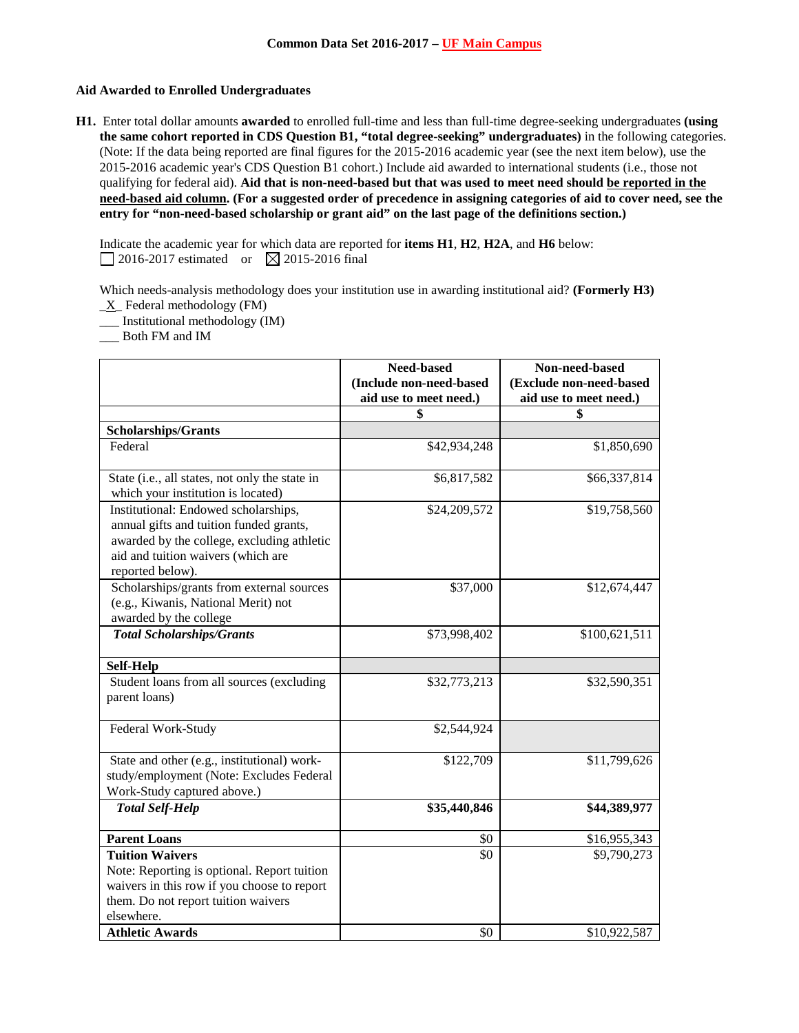**Common Data Set 2016-2017 – UF Main Campus**

## Aid Awarded to Enrolled Undergraduates

**H1.** Enter total dollar amounts **awarded** to enrolled full-time and less than full-time degree-seeking undergraduates **(using the same cohort reported in CDS Question B1, "total degree-seeking" undergraduates)** in the following categories. (Note: If the data being reported are final figures for the 2015-2016 academic year (see the next item below), use the 2015-2016 academic year's CDS Question B1 cohort.) Include aid awarded to international students (i.e., those not qualifying for federal aid). **Aid that is non-need-based but that was used to meet need should be reported in the need-based aid column. (For a suggested order of precedence in assigning categories of aid to cover need, see the entry for "non-need-based scholarship or grant aid" on the last page of the definitions section.)**

Indicate the academic year for which data are reported for **items H1**, **H2**, **H2A**, and **H6** below:
☐ 2016-2017 estimated or ☒ 2015-2016 final

Which needs-analysis methodology does your institution use in awarding institutional aid? **(Formerly H3)**
_X_ Federal methodology (FM)
___ Institutional methodology (IM)
___ Both FM and IM

| | **Need-based (Include non-need-based aid use to meet need.)** | **Non-need-based (Exclude non-need-based aid use to meet need.)** |
|---|---|---|
| | **$** | **$** |
| **Scholarships/Grants** | | |
| Federal | $42,934,248 | $1,850,690 |
| State (i.e., all states, not only the state in which your institution is located) | $6,817,582 | $66,337,814 |
| Institutional: Endowed scholarships, annual gifts and tuition funded grants, awarded by the college, excluding athletic aid and tuition waivers (which are reported below). | $24,209,572 | $19,758,560 |
| Scholarships/grants from external sources (e.g., Kiwanis, National Merit) not awarded by the college | $37,000 | $12,674,447 |
| ***Total Scholarships/Grants*** | $73,998,402 | $100,621,511 |
| **Self-Help** | | |
| Student loans from all sources (excluding parent loans) | $32,773,213 | $32,590,351 |
| Federal Work-Study | $2,544,924 | |
| State and other (e.g., institutional) work-study/employment (Note: Excludes Federal Work-Study captured above.) | $122,709 | $11,799,626 |
| ***Total Self-Help*** | **$35,440,846** | **$44,389,977** |
| **Parent Loans** | $0 | $16,955,343 |
| **Tuition Waivers** Note: Reporting is optional. Report tuition waivers in this row if you choose to report them. Do not report tuition waivers elsewhere. | $0 | $9,790,273 |
| **Athletic Awards** | $0 | $10,922,587 |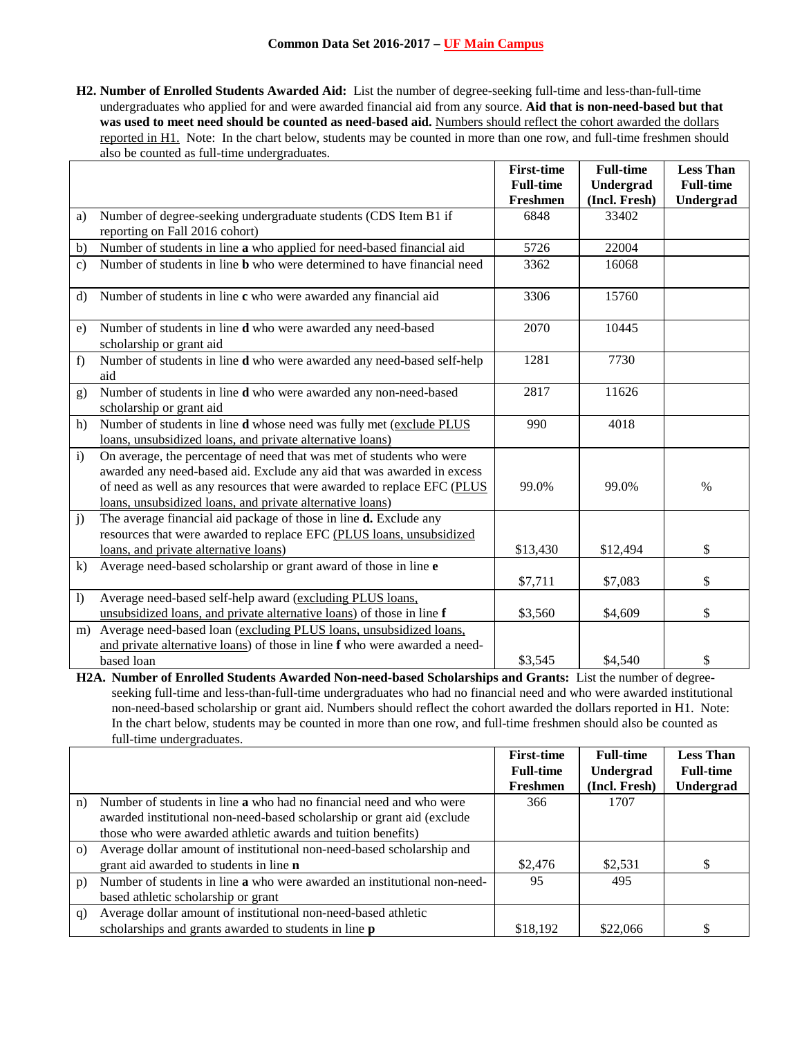**H2. Number of Enrolled Students Awarded Aid:** List the number of degree-seeking full-time and less-than-full-time undergraduates who applied for and were awarded financial aid from any source. **Aid that is non-need-based but that was used to meet need should be counted as need-based aid.** Numbers should reflect the cohort awarded the dollars reported in H1. Note: In the chart below, students may be counted in more than one row, and full-time freshmen should also be counted as full-time undergraduates.

| | | First-time Full-time Freshmen | Full-time Undergrad (Incl. Fresh) | Less Than Full-time Undergrad |
|---|---|---|---|---|
| a) | Number of degree-seeking undergraduate students (CDS Item B1 if reporting on Fall 2016 cohort) | 6848 | 33402 | |
| b) | Number of students in line **a** who applied for need-based financial aid | 5726 | 22004 | |
| c) | Number of students in line **b** who were determined to have financial need | 3362 | 16068 | |
| d) | Number of students in line **c** who were awarded any financial aid | 3306 | 15760 | |
| e) | Number of students in line **d** who were awarded any need-based scholarship or grant aid | 2070 | 10445 | |
| f) | Number of students in line **d** who were awarded any need-based self-help aid | 1281 | 7730 | |
| g) | Number of students in line **d** who were awarded any non-need-based scholarship or grant aid | 2817 | 11626 | |
| h) | Number of students in line **d** whose need was fully met (exclude PLUS loans, unsubsidized loans, and private alternative loans) | 990 | 4018 | |
| i) | On average, the percentage of need that was met of students who were awarded any need-based aid. Exclude any aid that was awarded in excess of need as well as any resources that were awarded to replace EFC (PLUS loans, unsubsidized loans, and private alternative loans) | 99.0% | 99.0% | % |
| j) | The average financial aid package of those in line **d.** Exclude any resources that were awarded to replace EFC (PLUS loans, unsubsidized loans, and private alternative loans) | $13,430 | $12,494 | $ |
| k) | Average need-based scholarship or grant award of those in line **e** | $7,711 | $7,083 | $ |
| l) | Average need-based self-help award (excluding PLUS loans, unsubsidized loans, and private alternative loans) of those in line **f** | $3,560 | $4,609 | $ |
| m) | Average need-based loan (excluding PLUS loans, unsubsidized loans, and private alternative loans) of those in line **f** who were awarded a need-based loan | $3,545 | $4,540 | $ |

**H2A. Number of Enrolled Students Awarded Non-need-based Scholarships and Grants:** List the number of degree-seeking full-time and less-than-full-time undergraduates who had no financial need and who were awarded institutional non-need-based scholarship or grant aid. Numbers should reflect the cohort awarded the dollars reported in H1. Note: In the chart below, students may be counted in more than one row, and full-time freshmen should also be counted as full-time undergraduates.

| | | First-time Full-time Freshmen | Full-time Undergrad (Incl. Fresh) | Less Than Full-time Undergrad |
|---|---|---|---|---|
| n) | Number of students in line **a** who had no financial need and who were awarded institutional non-need-based scholarship or grant aid (exclude those who were awarded athletic awards and tuition benefits) | 366 | 1707 | |
| o) | Average dollar amount of institutional non-need-based scholarship and grant aid awarded to students in line **n** | $2,476 | $2,531 | $ |
| p) | Number of students in line **a** who were awarded an institutional non-need-based athletic scholarship or grant | 95 | 495 | |
| q) | Average dollar amount of institutional non-need-based athletic scholarships and grants awarded to students in line **p** | $18,192 | $22,066 | $ |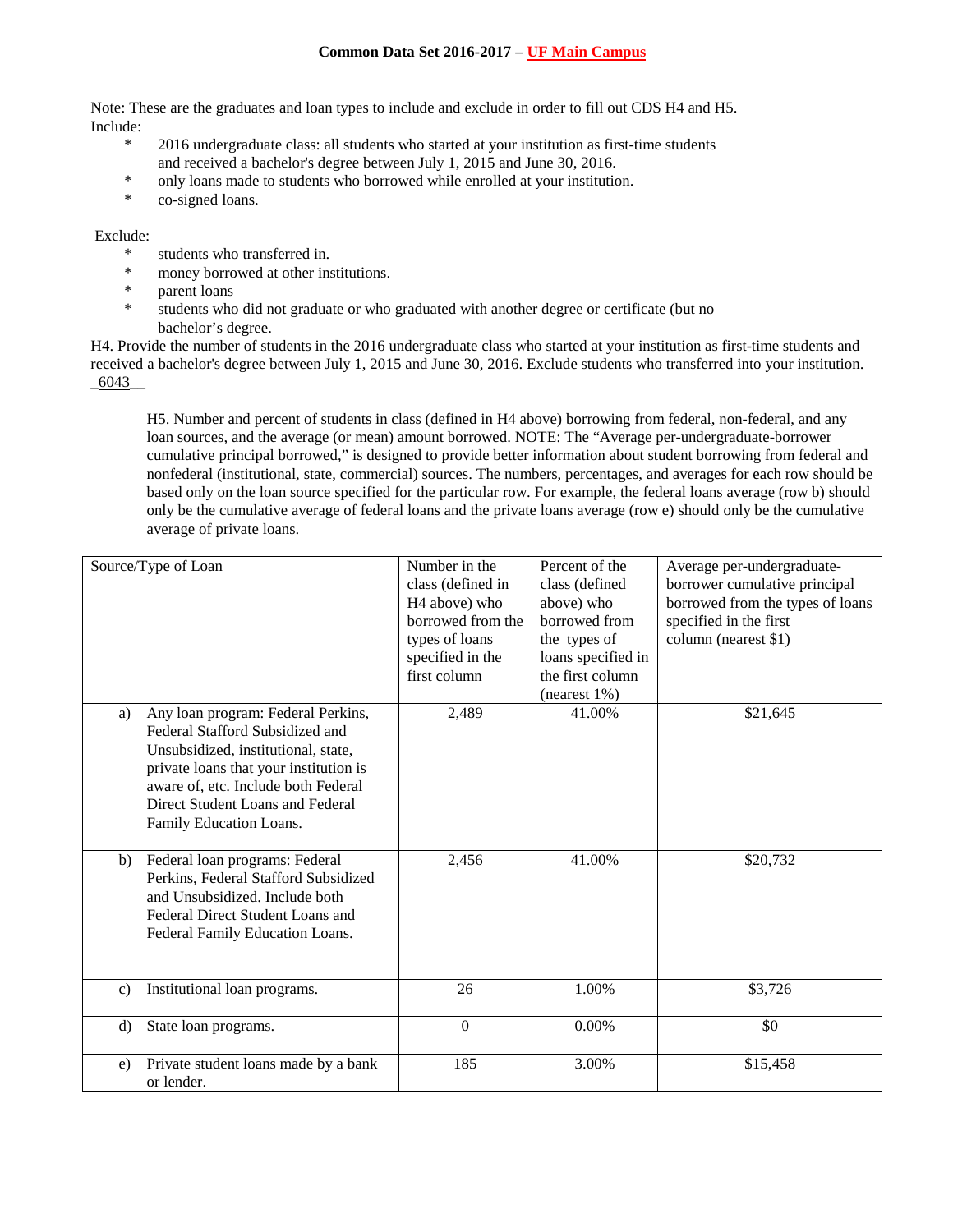**Common Data Set 2016-2017 – UF Main Campus**

Note: These are the graduates and loan types to include and exclude in order to fill out CDS H4 and H5.
Include:

* 2016 undergraduate class: all students who started at your institution as first-time students and received a bachelor's degree between July 1, 2015 and June 30, 2016.
* only loans made to students who borrowed while enrolled at your institution.
* co-signed loans.

Exclude:

* students who transferred in.
* money borrowed at other institutions.
* parent loans
* students who did not graduate or who graduated with another degree or certificate (but no bachelor's degree.

H4. Provide the number of students in the 2016 undergraduate class who started at your institution as first-time students and received a bachelor's degree between July 1, 2015 and June 30, 2016. Exclude students who transferred into your institution. _6043__

H5. Number and percent of students in class (defined in H4 above) borrowing from federal, non-federal, and any loan sources, and the average (or mean) amount borrowed. NOTE: The "Average per-undergraduate-borrower cumulative principal borrowed," is designed to provide better information about student borrowing from federal and nonfederal (institutional, state, commercial) sources. The numbers, percentages, and averages for each row should be based only on the loan source specified for the particular row. For example, the federal loans average (row b) should only be the cumulative average of federal loans and the private loans average (row e) should only be the cumulative average of private loans.

| Source/Type of Loan | Number in the class (defined in H4 above) who borrowed from the types of loans specified in the first column | Percent of the class (defined above) who borrowed from the types of loans specified in the first column (nearest 1%) | Average per-undergraduate-borrower cumulative principal borrowed from the types of loans specified in the first column (nearest $1) |
|---|---|---|---|
| a) Any loan program: Federal Perkins, Federal Stafford Subsidized and Unsubsidized, institutional, state, private loans that your institution is aware of, etc. Include both Federal Direct Student Loans and Federal Family Education Loans. | 2,489 | 41.00% | $21,645 |
| b) Federal loan programs: Federal Perkins, Federal Stafford Subsidized and Unsubsidized. Include both Federal Direct Student Loans and Federal Family Education Loans. | 2,456 | 41.00% | $20,732 |
| c) Institutional loan programs. | 26 | 1.00% | $3,726 |
| d) State loan programs. | 0 | 0.00% | $0 |
| e) Private student loans made by a bank or lender. | 185 | 3.00% | $15,458 |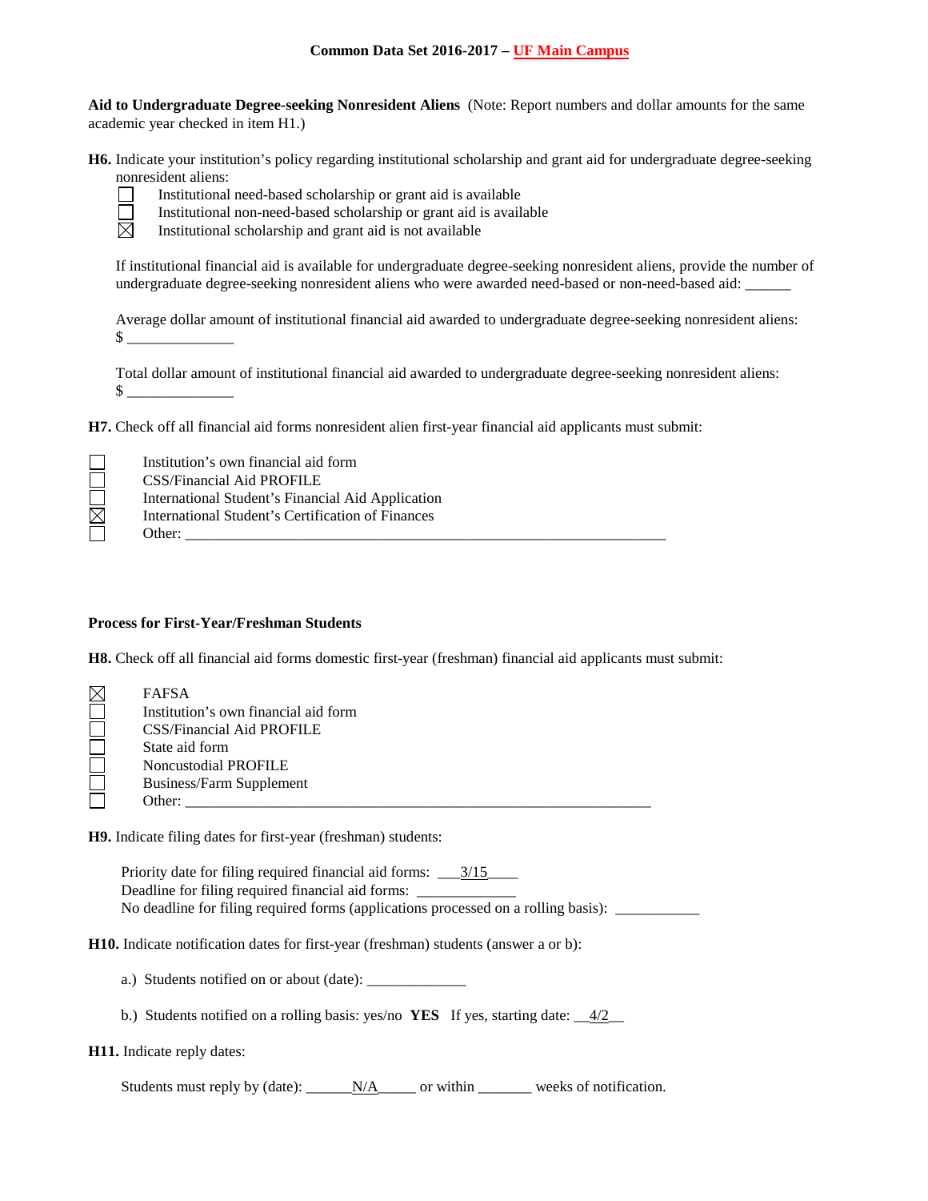**Aid to Undergraduate Degree-seeking Nonresident Aliens** (Note: Report numbers and dollar amounts for the same academic year checked in item H1.)

**H6.** Indicate your institution's policy regarding institutional scholarship and grant aid for undergraduate degree-seeking nonresident aliens:

- ☐ Institutional need-based scholarship or grant aid is available
- ☐ Institutional non-need-based scholarship or grant aid is available
- ☒ Institutional scholarship and grant aid is not available

If institutional financial aid is available for undergraduate degree-seeking nonresident aliens, provide the number of undergraduate degree-seeking nonresident aliens who were awarded need-based or non-need-based aid: ______

Average dollar amount of institutional financial aid awarded to undergraduate degree-seeking nonresident aliens: $ ______________

Total dollar amount of institutional financial aid awarded to undergraduate degree-seeking nonresident aliens: $ ______________

**H7.** Check off all financial aid forms nonresident alien first-year financial aid applicants must submit:

- ☐ Institution's own financial aid form
- ☐ CSS/Financial Aid PROFILE
- ☐ International Student's Financial Aid Application
- ☒ International Student's Certification of Finances
- ☐ Other: ______________________________________________________________

**Process for First-Year/Freshman Students**

**H8.** Check off all financial aid forms domestic first-year (freshman) financial aid applicants must submit:

- ☒ FAFSA
- ☐ Institution's own financial aid form
- ☐ CSS/Financial Aid PROFILE
- ☐ State aid form
- ☐ Noncustodial PROFILE
- ☐ Business/Farm Supplement
- ☐ Other: ______________________________________________________________

**H9.** Indicate filing dates for first-year (freshman) students:

Priority date for filing required financial aid forms: ___3/15____
Deadline for filing required financial aid forms: _____________
No deadline for filing required forms (applications processed on a rolling basis): ___________

**H10.** Indicate notification dates for first-year (freshman) students (answer a or b):

a.) Students notified on or about (date): _____________

b.) Students notified on a rolling basis: yes/no **YES** If yes, starting date: __4/2__

**H11.** Indicate reply dates:

Students must reply by (date): ______N/A_____ or within _______ weeks of notification.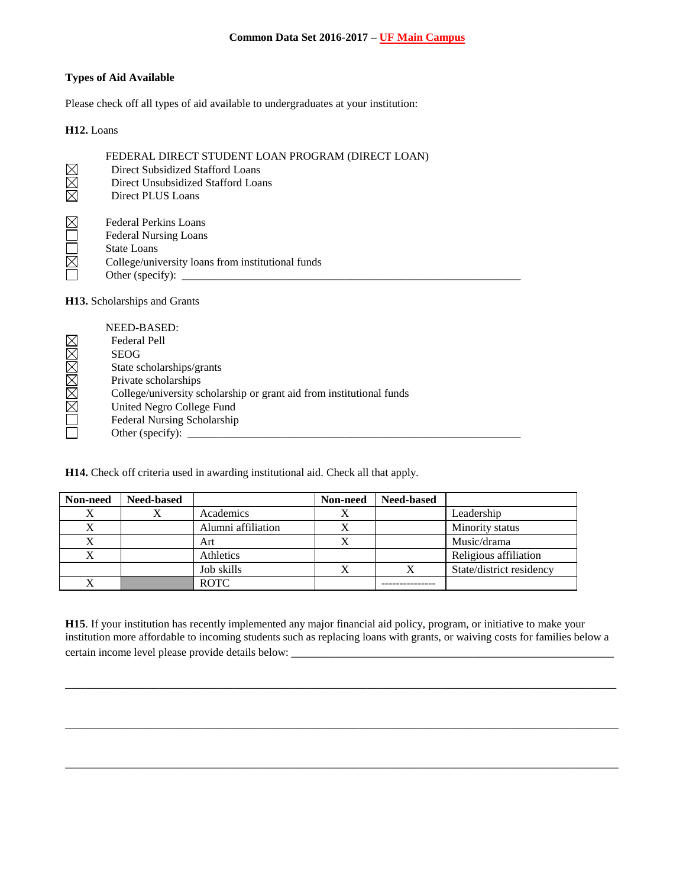**Common Data Set 2016-2017 – UF Main Campus**

## Types of Aid Available

Please check off all types of aid available to undergraduates at your institution:

**H12.** Loans

FEDERAL DIRECT STUDENT LOAN PROGRAM (DIRECT LOAN)

- ☒ Direct Subsidized Stafford Loans
- ☒ Direct Unsubsidized Stafford Loans
- ☒ Direct PLUS Loans

- ☒ Federal Perkins Loans
- ☐ Federal Nursing Loans
- ☐ State Loans
- ☒ College/university loans from institutional funds
- ☐ Other (specify): ______________________________

**H13.** Scholarships and Grants

NEED-BASED:

- ☒ Federal Pell
- ☒ SEOG
- ☒ State scholarships/grants
- ☒ Private scholarships
- ☒ College/university scholarship or grant aid from institutional funds
- ☒ United Negro College Fund
- ☐ Federal Nursing Scholarship
- ☐ Other (specify): ______________________________

**H14.** Check off criteria used in awarding institutional aid. Check all that apply.

| Non-need | Need-based | | Non-need | Need-based | |
|---|---|---|---|---|---|
| X | X | Academics | X | | Leadership |
| X | | Alumni affiliation | X | | Minority status |
| X | | Art | X | | Music/drama |
| X | | Athletics | | | Religious affiliation |
| | | Job skills | X | X | State/district residency |
| X | | ROTC | | --------------- | |

**H15**. If your institution has recently implemented any major financial aid policy, program, or initiative to make your institution more affordable to incoming students such as replacing loans with grants, or waiving costs for families below a certain income level please provide details below: ______________________________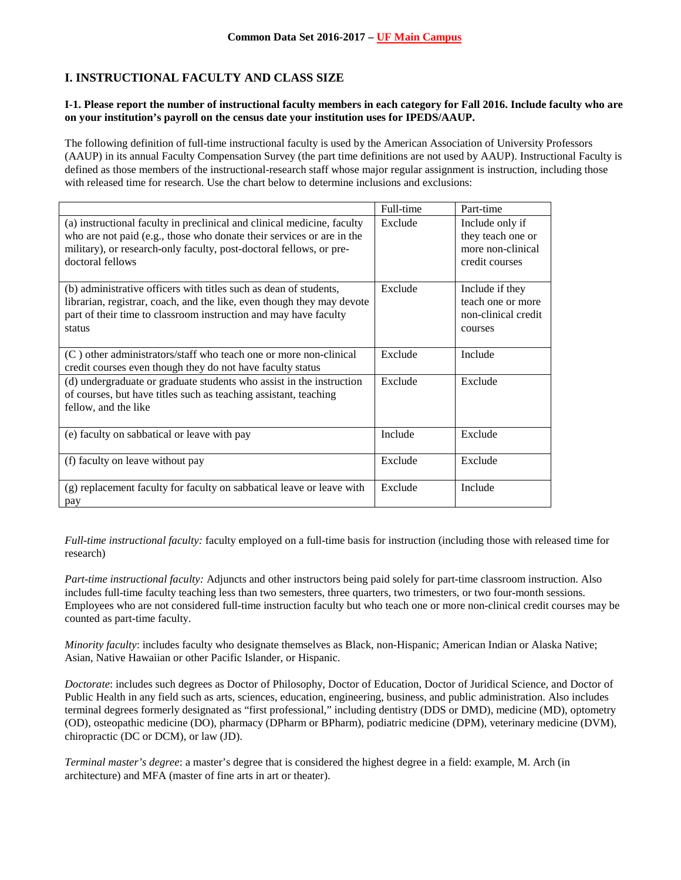## I. INSTRUCTIONAL FACULTY AND CLASS SIZE

**I-1. Please report the number of instructional faculty members in each category for Fall 2016. Include faculty who are on your institution's payroll on the census date your institution uses for IPEDS/AAUP.**

The following definition of full-time instructional faculty is used by the American Association of University Professors (AAUP) in its annual Faculty Compensation Survey (the part time definitions are not used by AAUP). Instructional Faculty is defined as those members of the instructional-research staff whose major regular assignment is instruction, including those with released time for research. Use the chart below to determine inclusions and exclusions:

| | Full-time | Part-time |
|---|---|---|
| (a) instructional faculty in preclinical and clinical medicine, faculty who are not paid (e.g., those who donate their services or are in the military), or research-only faculty, post-doctoral fellows, or pre-doctoral fellows | Exclude | Include only if they teach one or more non-clinical credit courses |
| (b) administrative officers with titles such as dean of students, librarian, registrar, coach, and the like, even though they may devote part of their time to classroom instruction and may have faculty status | Exclude | Include if they teach one or more non-clinical credit courses |
| (C ) other administrators/staff who teach one or more non-clinical credit courses even though they do not have faculty status | Exclude | Include |
| (d) undergraduate or graduate students who assist in the instruction of courses, but have titles such as teaching assistant, teaching fellow, and the like | Exclude | Exclude |
| (e) faculty on sabbatical or leave with pay | Include | Exclude |
| (f) faculty on leave without pay | Exclude | Exclude |
| (g) replacement faculty for faculty on sabbatical leave or leave with pay | Exclude | Include |

*Full-time instructional faculty:* faculty employed on a full-time basis for instruction (including those with released time for research)

*Part-time instructional faculty:* Adjuncts and other instructors being paid solely for part-time classroom instruction. Also includes full-time faculty teaching less than two semesters, three quarters, two trimesters, or two four-month sessions. Employees who are not considered full-time instruction faculty but who teach one or more non-clinical credit courses may be counted as part-time faculty.

*Minority faculty*: includes faculty who designate themselves as Black, non-Hispanic; American Indian or Alaska Native; Asian, Native Hawaiian or other Pacific Islander, or Hispanic.

*Doctorate*: includes such degrees as Doctor of Philosophy, Doctor of Education, Doctor of Juridical Science, and Doctor of Public Health in any field such as arts, sciences, education, engineering, business, and public administration. Also includes terminal degrees formerly designated as "first professional," including dentistry (DDS or DMD), medicine (MD), optometry (OD), osteopathic medicine (DO), pharmacy (DPharm or BPharm), podiatric medicine (DPM), veterinary medicine (DVM), chiropractic (DC or DCM), or law (JD).

*Terminal master's degree*: a master's degree that is considered the highest degree in a field: example, M. Arch (in architecture) and MFA (master of fine arts in art or theater).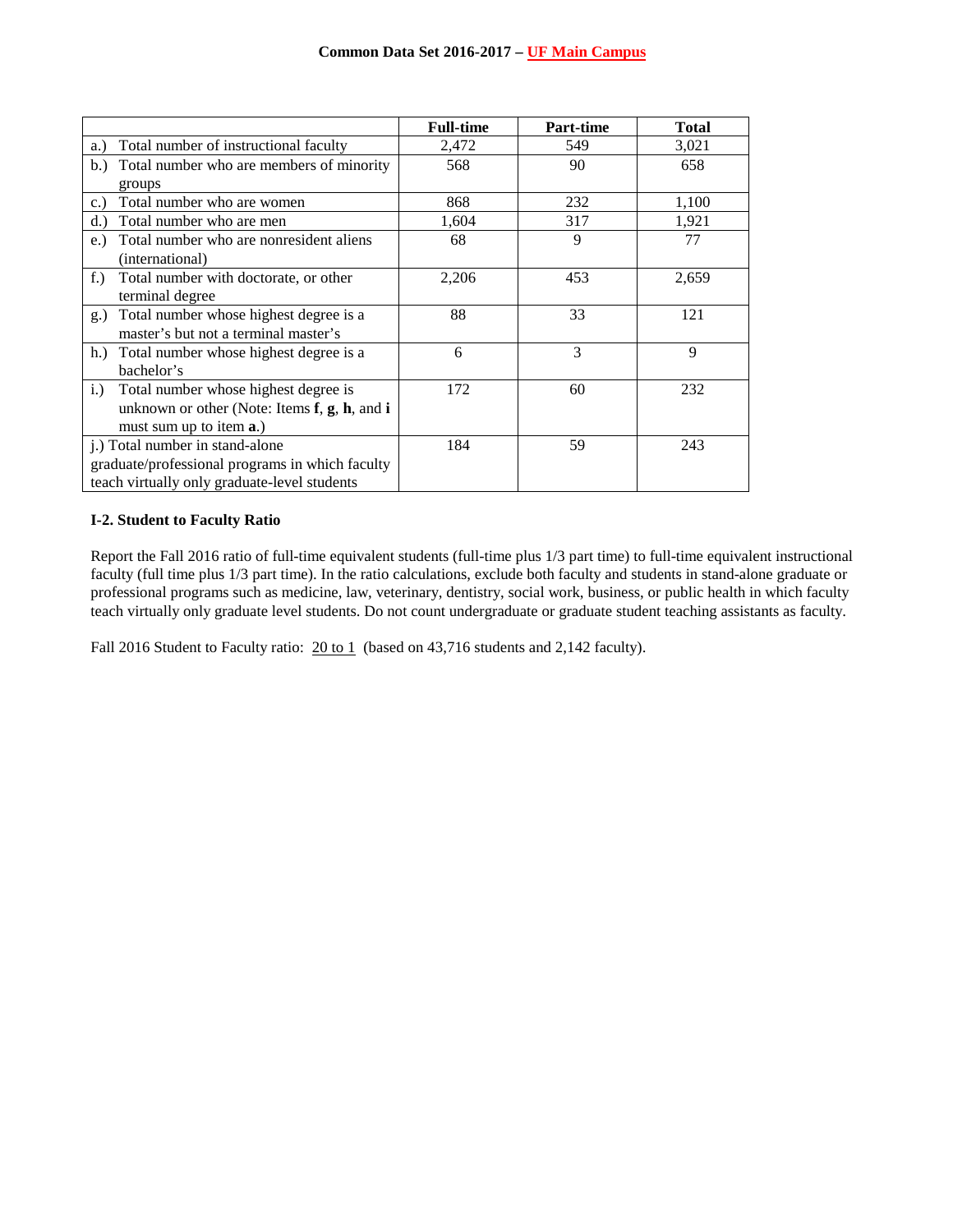| | Full-time | Part-time | Total |
|---|---|---|---|
| a.) Total number of instructional faculty | 2,472 | 549 | 3,021 |
| b.) Total number who are members of minority groups | 568 | 90 | 658 |
| c.) Total number who are women | 868 | 232 | 1,100 |
| d.) Total number who are men | 1,604 | 317 | 1,921 |
| e.) Total number who are nonresident aliens (international) | 68 | 9 | 77 |
| f.) Total number with doctorate, or other terminal degree | 2,206 | 453 | 2,659 |
| g.) Total number whose highest degree is a master's but not a terminal master's | 88 | 33 | 121 |
| h.) Total number whose highest degree is a bachelor's | 6 | 3 | 9 |
| i.) Total number whose highest degree is unknown or other (Note: Items **f**, **g**, **h**, and **i** must sum up to item **a**.) | 172 | 60 | 232 |
| j.) Total number in stand-alone graduate/professional programs in which faculty teach virtually only graduate-level students | 184 | 59 | 243 |

**I-2. Student to Faculty Ratio**

Report the Fall 2016 ratio of full-time equivalent students (full-time plus 1/3 part time) to full-time equivalent instructional faculty (full time plus 1/3 part time). In the ratio calculations, exclude both faculty and students in stand-alone graduate or professional programs such as medicine, law, veterinary, dentistry, social work, business, or public health in which faculty teach virtually only graduate level students. Do not count undergraduate or graduate student teaching assistants as faculty.

Fall 2016 Student to Faculty ratio: 20 to 1 (based on 43,716 students and 2,142 faculty).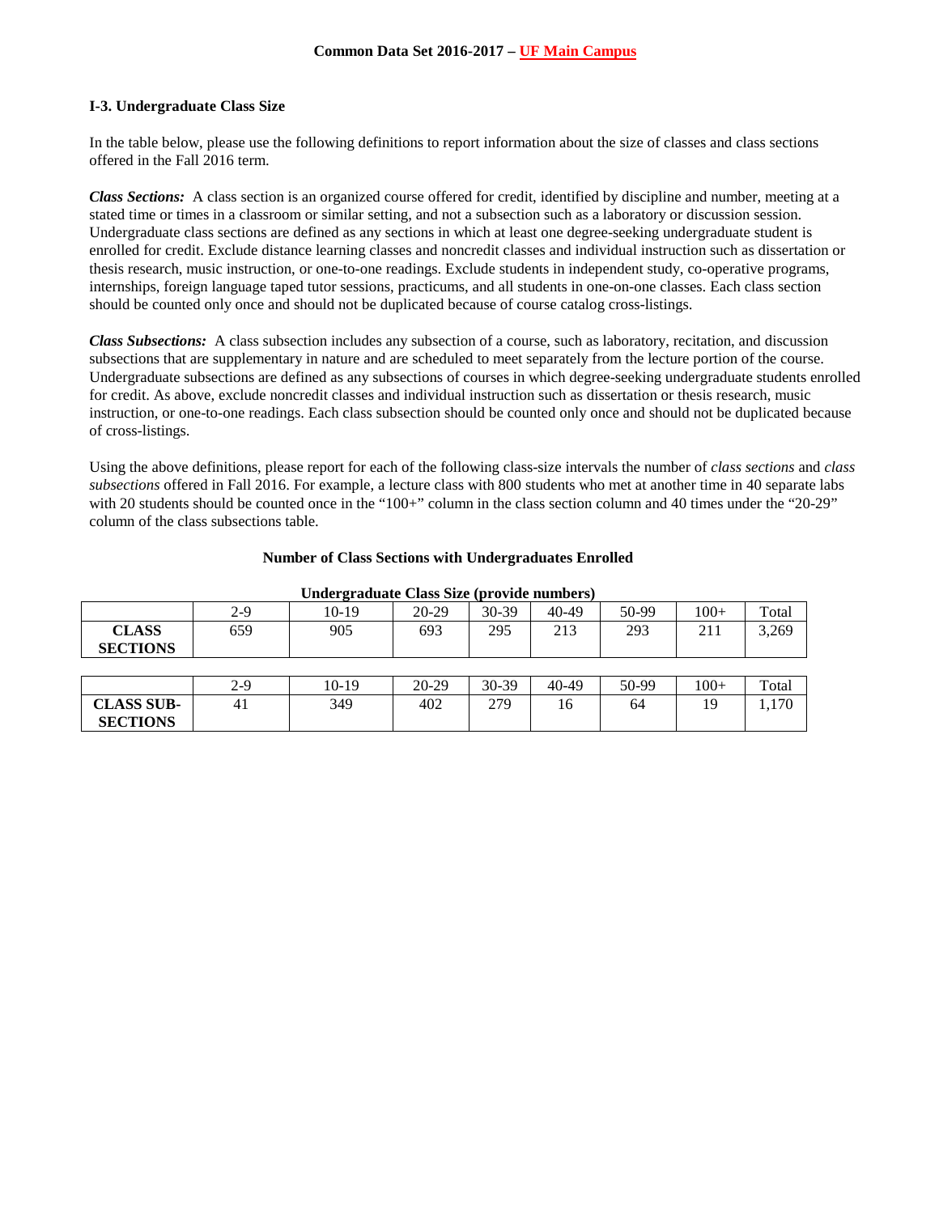### I-3. Undergraduate Class Size

In the table below, please use the following definitions to report information about the size of classes and class sections offered in the Fall 2016 term.

***Class Sections:*** A class section is an organized course offered for credit, identified by discipline and number, meeting at a stated time or times in a classroom or similar setting, and not a subsection such as a laboratory or discussion session. Undergraduate class sections are defined as any sections in which at least one degree-seeking undergraduate student is enrolled for credit. Exclude distance learning classes and noncredit classes and individual instruction such as dissertation or thesis research, music instruction, or one-to-one readings. Exclude students in independent study, co-operative programs, internships, foreign language taped tutor sessions, practicums, and all students in one-on-one classes. Each class section should be counted only once and should not be duplicated because of course catalog cross-listings.

***Class Subsections:*** A class subsection includes any subsection of a course, such as laboratory, recitation, and discussion subsections that are supplementary in nature and are scheduled to meet separately from the lecture portion of the course. Undergraduate subsections are defined as any subsections of courses in which degree-seeking undergraduate students enrolled for credit. As above, exclude noncredit classes and individual instruction such as dissertation or thesis research, music instruction, or one-to-one readings. Each class subsection should be counted only once and should not be duplicated because of cross-listings.

Using the above definitions, please report for each of the following class-size intervals the number of *class sections* and *class subsections* offered in Fall 2016. For example, a lecture class with 800 students who met at another time in 40 separate labs with 20 students should be counted once in the "100+" column in the class section column and 40 times under the "20-29" column of the class subsections table.

**Number of Class Sections with Undergraduates Enrolled**

**Undergraduate Class Size (provide numbers)**

| | 2-9 | 10-19 | 20-29 | 30-39 | 40-49 | 50-99 | 100+ | Total |
|---|---|---|---|---|---|---|---|---|
| **CLASS SECTIONS** | 659 | 905 | 693 | 295 | 213 | 293 | 211 | 3,269 |

| | 2-9 | 10-19 | 20-29 | 30-39 | 40-49 | 50-99 | 100+ | Total |
|---|---|---|---|---|---|---|---|---|
| **CLASS SUB-SECTIONS** | 41 | 349 | 402 | 279 | 16 | 64 | 19 | 1,170 |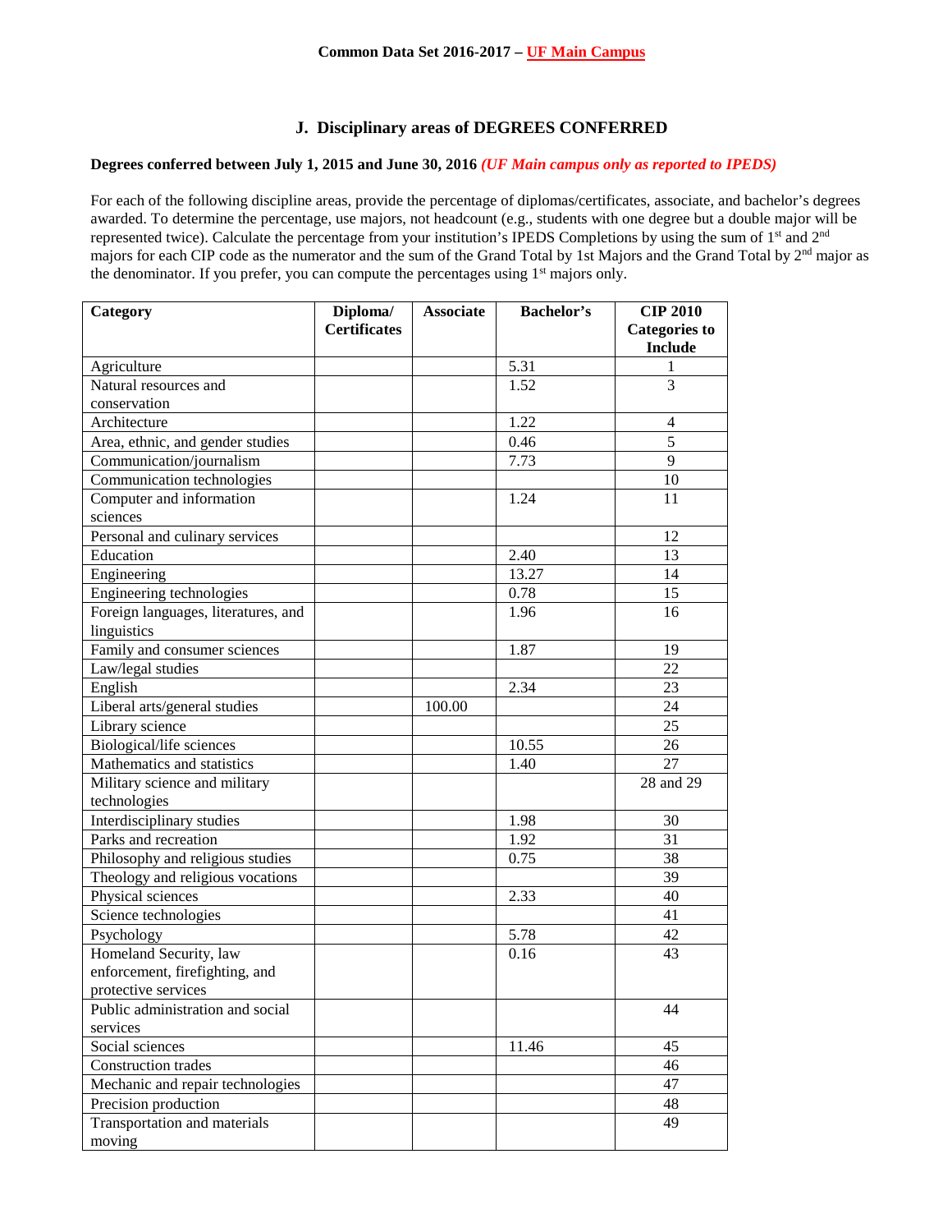**Common Data Set 2016-2017 – UF Main Campus**

## J. Disciplinary areas of DEGREES CONFERRED

**Degrees conferred between July 1, 2015 and June 30, 2016** ***(UF Main campus only as reported to IPEDS)***

For each of the following discipline areas, provide the percentage of diplomas/certificates, associate, and bachelor's degrees awarded. To determine the percentage, use majors, not headcount (e.g., students with one degree but a double major will be represented twice). Calculate the percentage from your institution's IPEDS Completions by using the sum of 1st and 2nd majors for each CIP code as the numerator and the sum of the Grand Total by 1st Majors and the Grand Total by 2nd major as the denominator. If you prefer, you can compute the percentages using 1st majors only.

| Category | Diploma/ Certificates | Associate | Bachelor's | CIP 2010 Categories to Include |
|---|---|---|---|---|
| Agriculture | | | 5.31 | 1 |
| Natural resources and conservation | | | 1.52 | 3 |
| Architecture | | | 1.22 | 4 |
| Area, ethnic, and gender studies | | | 0.46 | 5 |
| Communication/journalism | | | 7.73 | 9 |
| Communication technologies | | | | 10 |
| Computer and information sciences | | | 1.24 | 11 |
| Personal and culinary services | | | | 12 |
| Education | | | 2.40 | 13 |
| Engineering | | | 13.27 | 14 |
| Engineering technologies | | | 0.78 | 15 |
| Foreign languages, literatures, and linguistics | | | 1.96 | 16 |
| Family and consumer sciences | | | 1.87 | 19 |
| Law/legal studies | | | | 22 |
| English | | | 2.34 | 23 |
| Liberal arts/general studies | | 100.00 | | 24 |
| Library science | | | | 25 |
| Biological/life sciences | | | 10.55 | 26 |
| Mathematics and statistics | | | 1.40 | 27 |
| Military science and military technologies | | | | 28 and 29 |
| Interdisciplinary studies | | | 1.98 | 30 |
| Parks and recreation | | | 1.92 | 31 |
| Philosophy and religious studies | | | 0.75 | 38 |
| Theology and religious vocations | | | | 39 |
| Physical sciences | | | 2.33 | 40 |
| Science technologies | | | | 41 |
| Psychology | | | 5.78 | 42 |
| Homeland Security, law enforcement, firefighting, and protective services | | | 0.16 | 43 |
| Public administration and social services | | | | 44 |
| Social sciences | | | 11.46 | 45 |
| Construction trades | | | | 46 |
| Mechanic and repair technologies | | | | 47 |
| Precision production | | | | 48 |
| Transportation and materials moving | | | | 49 |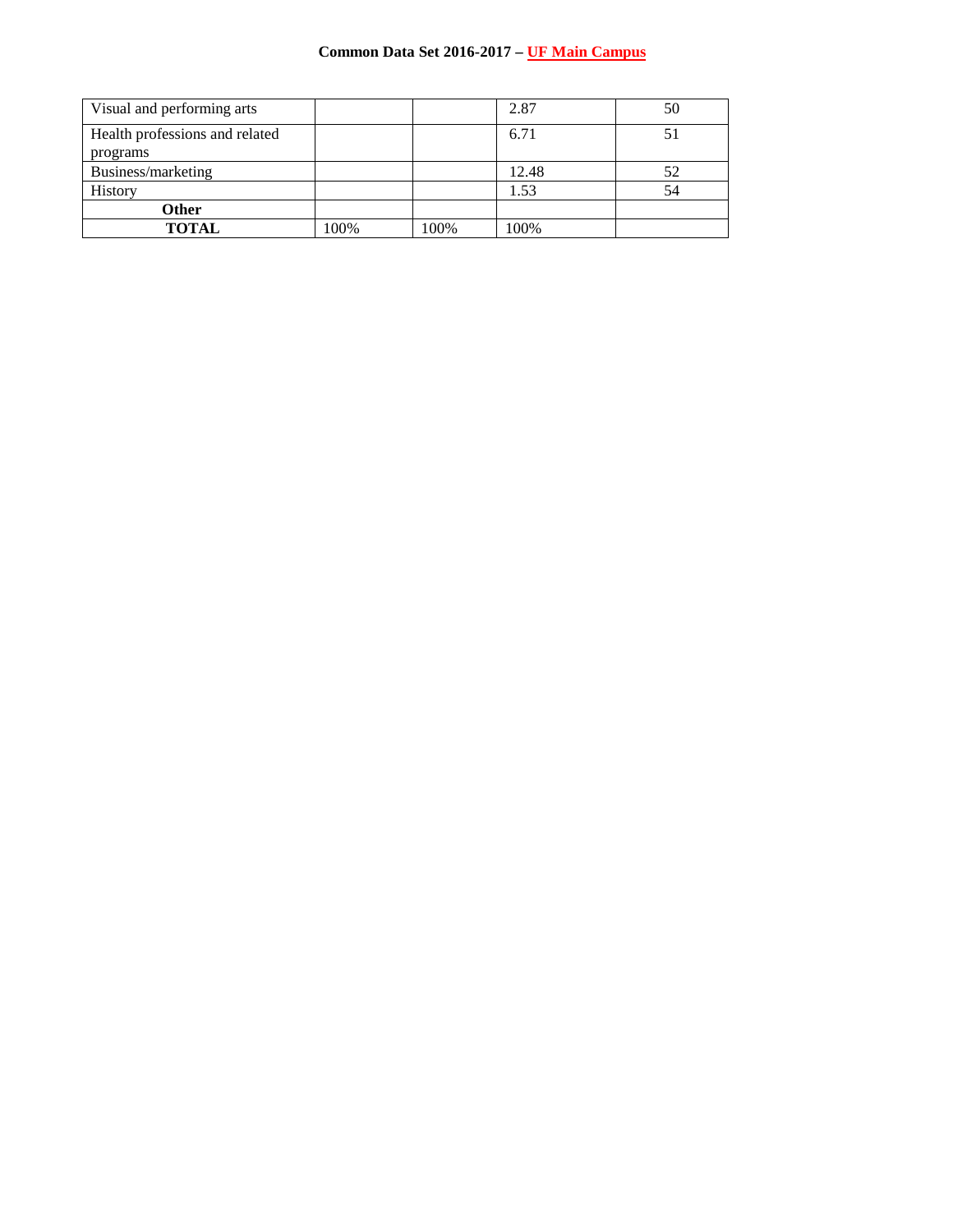| | | | | |
|---|---|---|---|---|
| Visual and performing arts | | | 2.87 | 50 |
| Health professions and related programs | | | 6.71 | 51 |
| Business/marketing | | | 12.48 | 52 |
| History | | | 1.53 | 54 |
| **Other** | | | | |
| **TOTAL** | 100% | 100% | 100% | |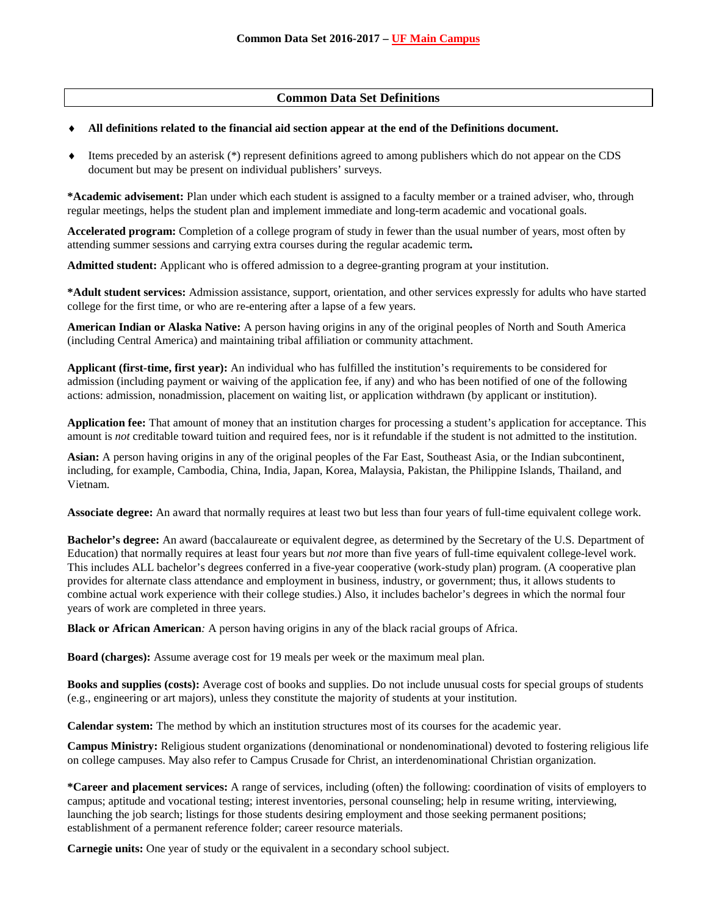## Common Data Set Definitions

- **All definitions related to the financial aid section appear at the end of the Definitions document.**
- Items preceded by an asterisk (*) represent definitions agreed to among publishers which do not appear on the CDS document but may be present on individual publishers' surveys.

**\*Academic advisement:** Plan under which each student is assigned to a faculty member or a trained adviser, who, through regular meetings, helps the student plan and implement immediate and long-term academic and vocational goals.

**Accelerated program:** Completion of a college program of study in fewer than the usual number of years, most often by attending summer sessions and carrying extra courses during the regular academic term**.**

**Admitted student:** Applicant who is offered admission to a degree-granting program at your institution.

**\*Adult student services:** Admission assistance, support, orientation, and other services expressly for adults who have started college for the first time, or who are re-entering after a lapse of a few years.

**American Indian or Alaska Native:** A person having origins in any of the original peoples of North and South America (including Central America) and maintaining tribal affiliation or community attachment.

**Applicant (first-time, first year):** An individual who has fulfilled the institution's requirements to be considered for admission (including payment or waiving of the application fee, if any) and who has been notified of one of the following actions: admission, nonadmission, placement on waiting list, or application withdrawn (by applicant or institution).

**Application fee:** That amount of money that an institution charges for processing a student's application for acceptance. This amount is *not* creditable toward tuition and required fees, nor is it refundable if the student is not admitted to the institution.

**Asian:** A person having origins in any of the original peoples of the Far East, Southeast Asia, or the Indian subcontinent, including, for example, Cambodia, China, India, Japan, Korea, Malaysia, Pakistan, the Philippine Islands, Thailand, and Vietnam.

**Associate degree:** An award that normally requires at least two but less than four years of full-time equivalent college work.

**Bachelor's degree:** An award (baccalaureate or equivalent degree, as determined by the Secretary of the U.S. Department of Education) that normally requires at least four years but *not* more than five years of full-time equivalent college-level work. This includes ALL bachelor's degrees conferred in a five-year cooperative (work-study plan) program. (A cooperative plan provides for alternate class attendance and employment in business, industry, or government; thus, it allows students to combine actual work experience with their college studies.) Also, it includes bachelor's degrees in which the normal four years of work are completed in three years.

**Black or African American***:* A person having origins in any of the black racial groups of Africa.

**Board (charges):** Assume average cost for 19 meals per week or the maximum meal plan.

**Books and supplies (costs):** Average cost of books and supplies. Do not include unusual costs for special groups of students (e.g., engineering or art majors), unless they constitute the majority of students at your institution.

**Calendar system:** The method by which an institution structures most of its courses for the academic year.

**Campus Ministry:** Religious student organizations (denominational or nondenominational) devoted to fostering religious life on college campuses. May also refer to Campus Crusade for Christ, an interdenominational Christian organization.

**\*Career and placement services:** A range of services, including (often) the following: coordination of visits of employers to campus; aptitude and vocational testing; interest inventories, personal counseling; help in resume writing, interviewing, launching the job search; listings for those students desiring employment and those seeking permanent positions; establishment of a permanent reference folder; career resource materials.

**Carnegie units:** One year of study or the equivalent in a secondary school subject.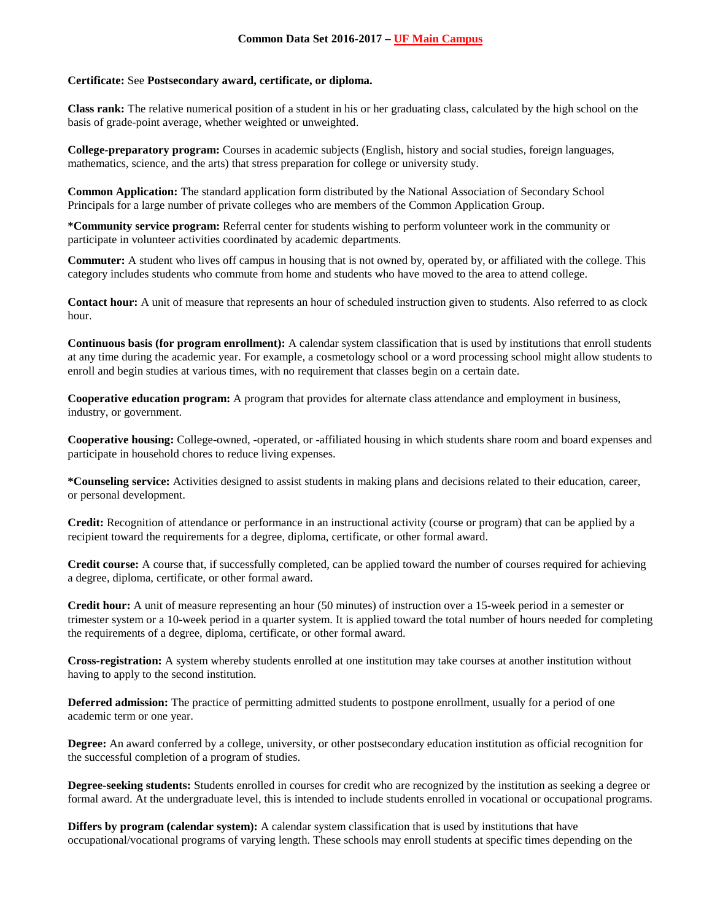**Certificate:** See **Postsecondary award, certificate, or diploma.**

**Class rank:** The relative numerical position of a student in his or her graduating class, calculated by the high school on the basis of grade-point average, whether weighted or unweighted.

**College-preparatory program:** Courses in academic subjects (English, history and social studies, foreign languages, mathematics, science, and the arts) that stress preparation for college or university study.

**Common Application:** The standard application form distributed by the National Association of Secondary School Principals for a large number of private colleges who are members of the Common Application Group.

***Community service program:** Referral center for students wishing to perform volunteer work in the community or participate in volunteer activities coordinated by academic departments.

**Commuter:** A student who lives off campus in housing that is not owned by, operated by, or affiliated with the college. This category includes students who commute from home and students who have moved to the area to attend college.

**Contact hour:** A unit of measure that represents an hour of scheduled instruction given to students. Also referred to as clock hour.

**Continuous basis (for program enrollment):** A calendar system classification that is used by institutions that enroll students at any time during the academic year. For example, a cosmetology school or a word processing school might allow students to enroll and begin studies at various times, with no requirement that classes begin on a certain date.

**Cooperative education program:** A program that provides for alternate class attendance and employment in business, industry, or government.

**Cooperative housing:** College-owned, -operated, or -affiliated housing in which students share room and board expenses and participate in household chores to reduce living expenses.

***Counseling service:** Activities designed to assist students in making plans and decisions related to their education, career, or personal development.

**Credit:** Recognition of attendance or performance in an instructional activity (course or program) that can be applied by a recipient toward the requirements for a degree, diploma, certificate, or other formal award.

**Credit course:** A course that, if successfully completed, can be applied toward the number of courses required for achieving a degree, diploma, certificate, or other formal award.

**Credit hour:** A unit of measure representing an hour (50 minutes) of instruction over a 15-week period in a semester or trimester system or a 10-week period in a quarter system. It is applied toward the total number of hours needed for completing the requirements of a degree, diploma, certificate, or other formal award.

**Cross-registration:** A system whereby students enrolled at one institution may take courses at another institution without having to apply to the second institution.

**Deferred admission:** The practice of permitting admitted students to postpone enrollment, usually for a period of one academic term or one year.

**Degree:** An award conferred by a college, university, or other postsecondary education institution as official recognition for the successful completion of a program of studies.

**Degree-seeking students:** Students enrolled in courses for credit who are recognized by the institution as seeking a degree or formal award. At the undergraduate level, this is intended to include students enrolled in vocational or occupational programs.

**Differs by program (calendar system):** A calendar system classification that is used by institutions that have occupational/vocational programs of varying length. These schools may enroll students at specific times depending on the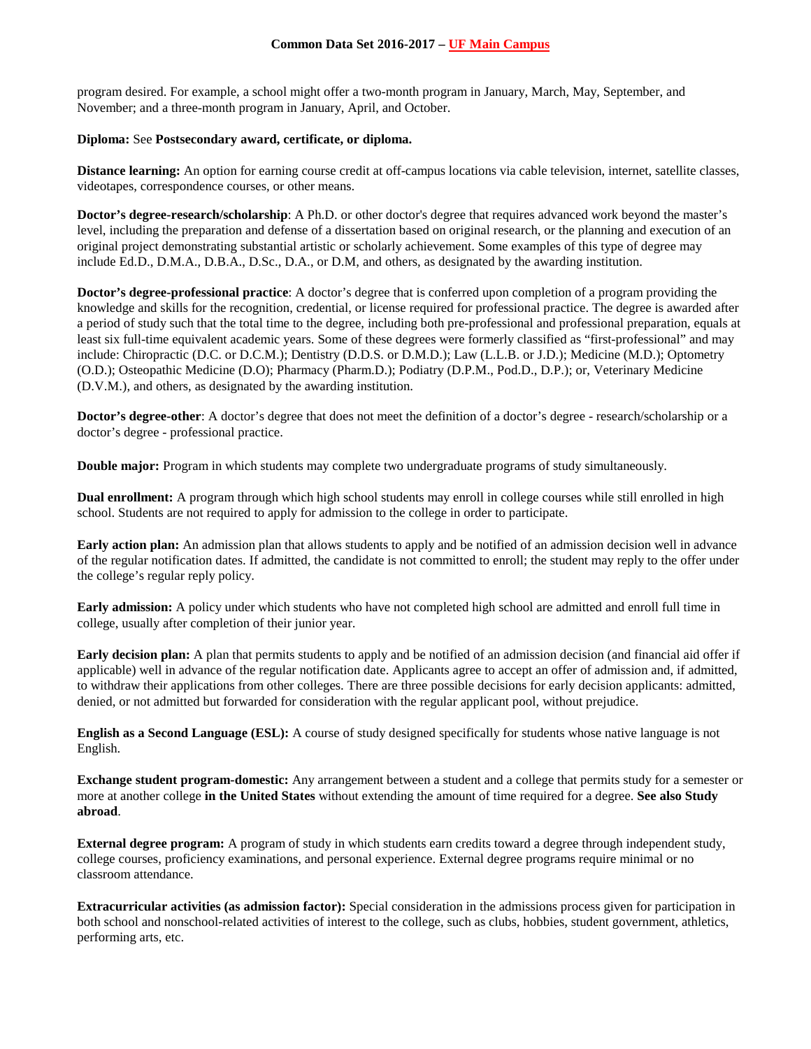program desired. For example, a school might offer a two-month program in January, March, May, September, and November; and a three-month program in January, April, and October.

**Diploma:** See **Postsecondary award, certificate, or diploma.**

**Distance learning:** An option for earning course credit at off-campus locations via cable television, internet, satellite classes, videotapes, correspondence courses, or other means.

**Doctor's degree-research/scholarship**: A Ph.D. or other doctor's degree that requires advanced work beyond the master's level, including the preparation and defense of a dissertation based on original research, or the planning and execution of an original project demonstrating substantial artistic or scholarly achievement. Some examples of this type of degree may include Ed.D., D.M.A., D.B.A., D.Sc., D.A., or D.M, and others, as designated by the awarding institution.

**Doctor's degree-professional practice**: A doctor's degree that is conferred upon completion of a program providing the knowledge and skills for the recognition, credential, or license required for professional practice. The degree is awarded after a period of study such that the total time to the degree, including both pre-professional and professional preparation, equals at least six full-time equivalent academic years. Some of these degrees were formerly classified as "first-professional" and may include: Chiropractic (D.C. or D.C.M.); Dentistry (D.D.S. or D.M.D.); Law (L.L.B. or J.D.); Medicine (M.D.); Optometry (O.D.); Osteopathic Medicine (D.O); Pharmacy (Pharm.D.); Podiatry (D.P.M., Pod.D., D.P.); or, Veterinary Medicine (D.V.M.), and others, as designated by the awarding institution.

**Doctor's degree-other**: A doctor's degree that does not meet the definition of a doctor's degree - research/scholarship or a doctor's degree - professional practice.

**Double major:** Program in which students may complete two undergraduate programs of study simultaneously.

**Dual enrollment:** A program through which high school students may enroll in college courses while still enrolled in high school. Students are not required to apply for admission to the college in order to participate.

**Early action plan:** An admission plan that allows students to apply and be notified of an admission decision well in advance of the regular notification dates. If admitted, the candidate is not committed to enroll; the student may reply to the offer under the college's regular reply policy.

**Early admission:** A policy under which students who have not completed high school are admitted and enroll full time in college, usually after completion of their junior year.

**Early decision plan:** A plan that permits students to apply and be notified of an admission decision (and financial aid offer if applicable) well in advance of the regular notification date. Applicants agree to accept an offer of admission and, if admitted, to withdraw their applications from other colleges. There are three possible decisions for early decision applicants: admitted, denied, or not admitted but forwarded for consideration with the regular applicant pool, without prejudice.

**English as a Second Language (ESL):** A course of study designed specifically for students whose native language is not English.

**Exchange student program-domestic:** Any arrangement between a student and a college that permits study for a semester or more at another college **in the United States** without extending the amount of time required for a degree. **See also Study abroad**.

**External degree program:** A program of study in which students earn credits toward a degree through independent study, college courses, proficiency examinations, and personal experience. External degree programs require minimal or no classroom attendance.

**Extracurricular activities (as admission factor):** Special consideration in the admissions process given for participation in both school and nonschool-related activities of interest to the college, such as clubs, hobbies, student government, athletics, performing arts, etc.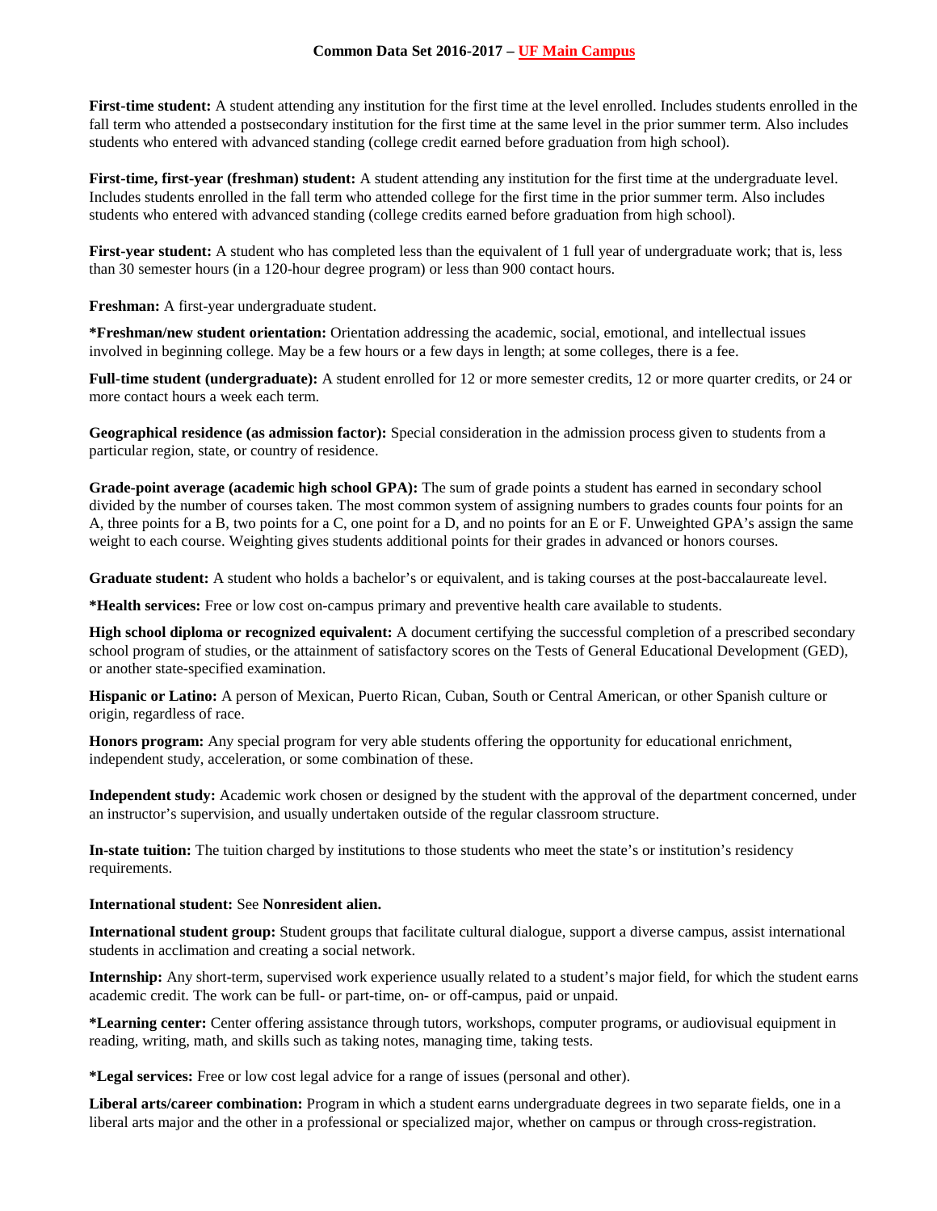**First-time student:** A student attending any institution for the first time at the level enrolled. Includes students enrolled in the fall term who attended a postsecondary institution for the first time at the same level in the prior summer term. Also includes students who entered with advanced standing (college credit earned before graduation from high school).

**First-time, first-year (freshman) student:** A student attending any institution for the first time at the undergraduate level. Includes students enrolled in the fall term who attended college for the first time in the prior summer term. Also includes students who entered with advanced standing (college credits earned before graduation from high school).

**First-year student:** A student who has completed less than the equivalent of 1 full year of undergraduate work; that is, less than 30 semester hours (in a 120-hour degree program) or less than 900 contact hours.

**Freshman:** A first-year undergraduate student.

**\*Freshman/new student orientation:** Orientation addressing the academic, social, emotional, and intellectual issues involved in beginning college. May be a few hours or a few days in length; at some colleges, there is a fee.

**Full-time student (undergraduate):** A student enrolled for 12 or more semester credits, 12 or more quarter credits, or 24 or more contact hours a week each term.

**Geographical residence (as admission factor):** Special consideration in the admission process given to students from a particular region, state, or country of residence.

**Grade-point average (academic high school GPA):** The sum of grade points a student has earned in secondary school divided by the number of courses taken. The most common system of assigning numbers to grades counts four points for an A, three points for a B, two points for a C, one point for a D, and no points for an E or F. Unweighted GPA's assign the same weight to each course. Weighting gives students additional points for their grades in advanced or honors courses.

**Graduate student:** A student who holds a bachelor's or equivalent, and is taking courses at the post-baccalaureate level.

**\*Health services:** Free or low cost on-campus primary and preventive health care available to students.

**High school diploma or recognized equivalent:** A document certifying the successful completion of a prescribed secondary school program of studies, or the attainment of satisfactory scores on the Tests of General Educational Development (GED), or another state-specified examination.

**Hispanic or Latino:** A person of Mexican, Puerto Rican, Cuban, South or Central American, or other Spanish culture or origin, regardless of race.

**Honors program:** Any special program for very able students offering the opportunity for educational enrichment, independent study, acceleration, or some combination of these.

**Independent study:** Academic work chosen or designed by the student with the approval of the department concerned, under an instructor's supervision, and usually undertaken outside of the regular classroom structure.

**In-state tuition:** The tuition charged by institutions to those students who meet the state's or institution's residency requirements.

**International student:** See **Nonresident alien.**

**International student group:** Student groups that facilitate cultural dialogue, support a diverse campus, assist international students in acclimation and creating a social network.

**Internship:** Any short-term, supervised work experience usually related to a student's major field, for which the student earns academic credit. The work can be full- or part-time, on- or off-campus, paid or unpaid.

**\*Learning center:** Center offering assistance through tutors, workshops, computer programs, or audiovisual equipment in reading, writing, math, and skills such as taking notes, managing time, taking tests.

**\*Legal services:** Free or low cost legal advice for a range of issues (personal and other).

**Liberal arts/career combination:** Program in which a student earns undergraduate degrees in two separate fields, one in a liberal arts major and the other in a professional or specialized major, whether on campus or through cross-registration.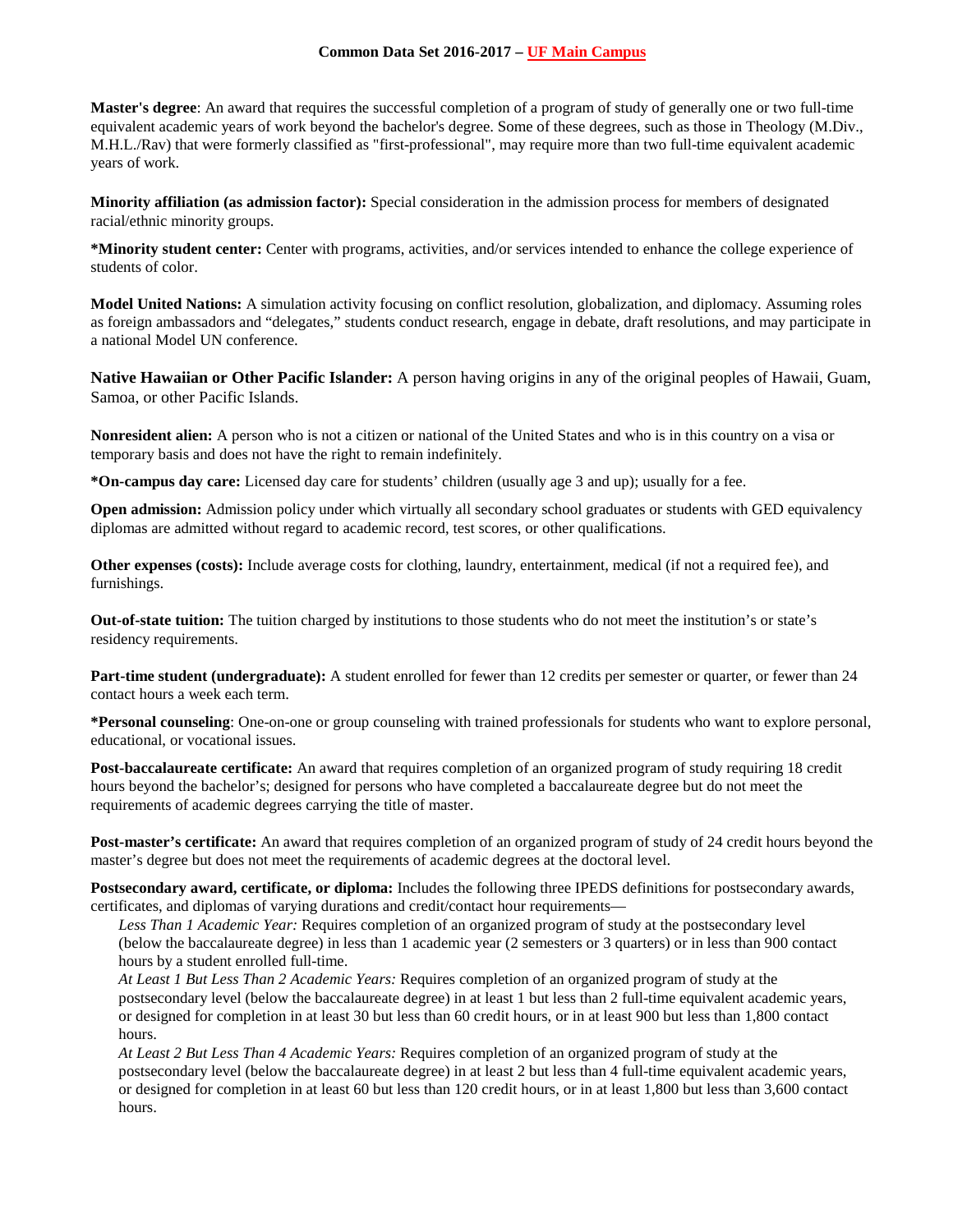**Master's degree**: An award that requires the successful completion of a program of study of generally one or two full-time equivalent academic years of work beyond the bachelor's degree. Some of these degrees, such as those in Theology (M.Div., M.H.L./Rav) that were formerly classified as "first-professional", may require more than two full-time equivalent academic years of work.

**Minority affiliation (as admission factor):** Special consideration in the admission process for members of designated racial/ethnic minority groups.

**\*Minority student center:** Center with programs, activities, and/or services intended to enhance the college experience of students of color.

**Model United Nations:** A simulation activity focusing on conflict resolution, globalization, and diplomacy. Assuming roles as foreign ambassadors and "delegates," students conduct research, engage in debate, draft resolutions, and may participate in a national Model UN conference.

**Native Hawaiian or Other Pacific Islander:** A person having origins in any of the original peoples of Hawaii, Guam, Samoa, or other Pacific Islands.

**Nonresident alien:** A person who is not a citizen or national of the United States and who is in this country on a visa or temporary basis and does not have the right to remain indefinitely.

**\*On-campus day care:** Licensed day care for students' children (usually age 3 and up); usually for a fee.

**Open admission:** Admission policy under which virtually all secondary school graduates or students with GED equivalency diplomas are admitted without regard to academic record, test scores, or other qualifications.

**Other expenses (costs):** Include average costs for clothing, laundry, entertainment, medical (if not a required fee), and furnishings.

**Out-of-state tuition:** The tuition charged by institutions to those students who do not meet the institution's or state's residency requirements.

**Part-time student (undergraduate):** A student enrolled for fewer than 12 credits per semester or quarter, or fewer than 24 contact hours a week each term.

**\*Personal counseling**: One-on-one or group counseling with trained professionals for students who want to explore personal, educational, or vocational issues.

**Post-baccalaureate certificate:** An award that requires completion of an organized program of study requiring 18 credit hours beyond the bachelor's; designed for persons who have completed a baccalaureate degree but do not meet the requirements of academic degrees carrying the title of master.

**Post-master's certificate:** An award that requires completion of an organized program of study of 24 credit hours beyond the master's degree but does not meet the requirements of academic degrees at the doctoral level.

**Postsecondary award, certificate, or diploma:** Includes the following three IPEDS definitions for postsecondary awards, certificates, and diplomas of varying durations and credit/contact hour requirements—

*Less Than 1 Academic Year:* Requires completion of an organized program of study at the postsecondary level (below the baccalaureate degree) in less than 1 academic year (2 semesters or 3 quarters) or in less than 900 contact hours by a student enrolled full-time.

*At Least 1 But Less Than 2 Academic Years:* Requires completion of an organized program of study at the postsecondary level (below the baccalaureate degree) in at least 1 but less than 2 full-time equivalent academic years, or designed for completion in at least 30 but less than 60 credit hours, or in at least 900 but less than 1,800 contact hours.

*At Least 2 But Less Than 4 Academic Years:* Requires completion of an organized program of study at the postsecondary level (below the baccalaureate degree) in at least 2 but less than 4 full-time equivalent academic years, or designed for completion in at least 60 but less than 120 credit hours, or in at least 1,800 but less than 3,600 contact hours.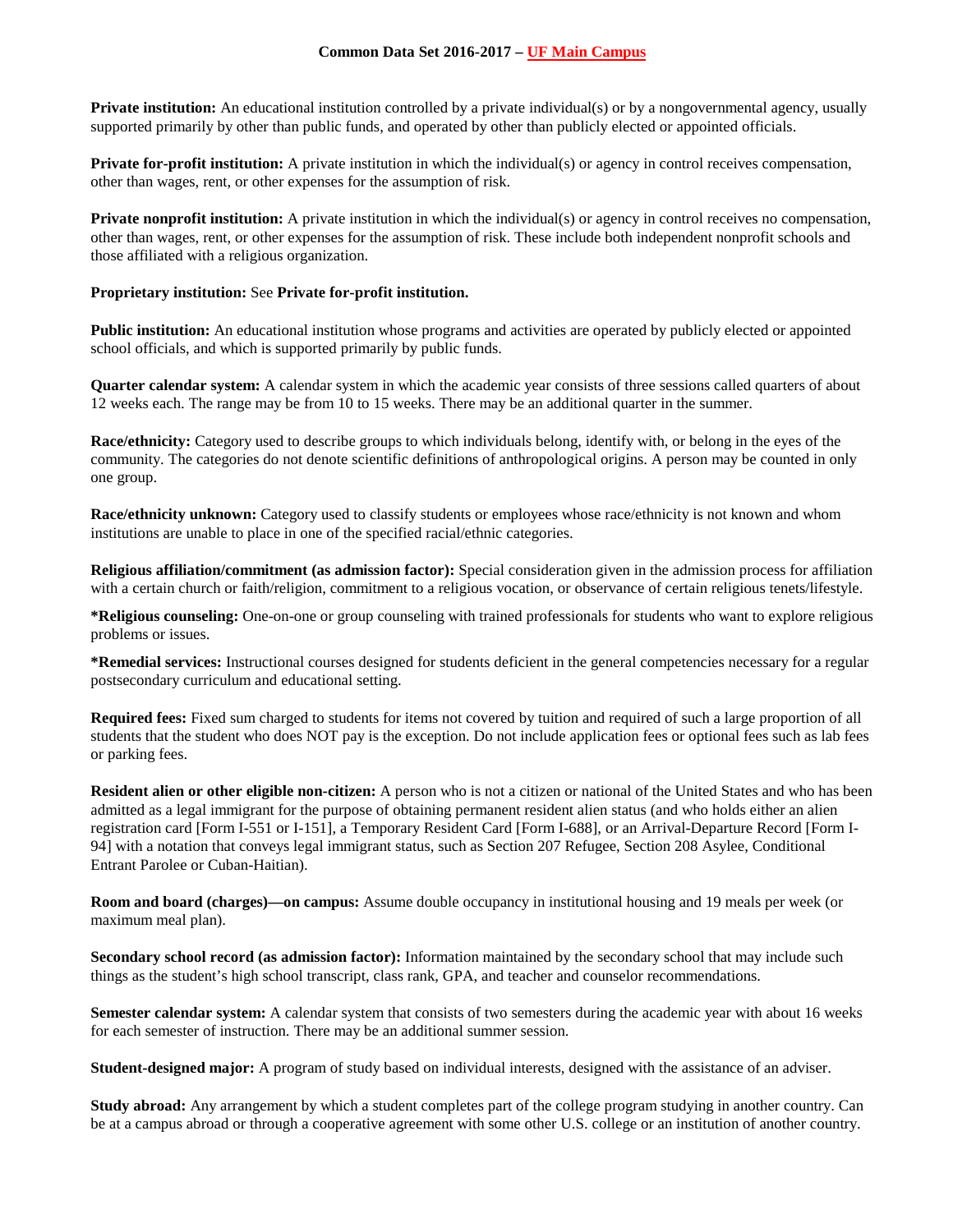**Private institution:** An educational institution controlled by a private individual(s) or by a nongovernmental agency, usually supported primarily by other than public funds, and operated by other than publicly elected or appointed officials.

**Private for-profit institution:** A private institution in which the individual(s) or agency in control receives compensation, other than wages, rent, or other expenses for the assumption of risk.

**Private nonprofit institution:** A private institution in which the individual(s) or agency in control receives no compensation, other than wages, rent, or other expenses for the assumption of risk. These include both independent nonprofit schools and those affiliated with a religious organization.

**Proprietary institution:** See **Private for-profit institution.**

**Public institution:** An educational institution whose programs and activities are operated by publicly elected or appointed school officials, and which is supported primarily by public funds.

**Quarter calendar system:** A calendar system in which the academic year consists of three sessions called quarters of about 12 weeks each. The range may be from 10 to 15 weeks. There may be an additional quarter in the summer.

**Race/ethnicity:** Category used to describe groups to which individuals belong, identify with, or belong in the eyes of the community. The categories do not denote scientific definitions of anthropological origins. A person may be counted in only one group.

**Race/ethnicity unknown:** Category used to classify students or employees whose race/ethnicity is not known and whom institutions are unable to place in one of the specified racial/ethnic categories.

**Religious affiliation/commitment (as admission factor):** Special consideration given in the admission process for affiliation with a certain church or faith/religion, commitment to a religious vocation, or observance of certain religious tenets/lifestyle.

**\*Religious counseling:** One-on-one or group counseling with trained professionals for students who want to explore religious problems or issues.

**\*Remedial services:** Instructional courses designed for students deficient in the general competencies necessary for a regular postsecondary curriculum and educational setting.

**Required fees:** Fixed sum charged to students for items not covered by tuition and required of such a large proportion of all students that the student who does NOT pay is the exception. Do not include application fees or optional fees such as lab fees or parking fees.

**Resident alien or other eligible non-citizen:** A person who is not a citizen or national of the United States and who has been admitted as a legal immigrant for the purpose of obtaining permanent resident alien status (and who holds either an alien registration card [Form I-551 or I-151], a Temporary Resident Card [Form I-688], or an Arrival-Departure Record [Form I-94] with a notation that conveys legal immigrant status, such as Section 207 Refugee, Section 208 Asylee, Conditional Entrant Parolee or Cuban-Haitian).

**Room and board (charges)—on campus:** Assume double occupancy in institutional housing and 19 meals per week (or maximum meal plan).

**Secondary school record (as admission factor):** Information maintained by the secondary school that may include such things as the student's high school transcript, class rank, GPA, and teacher and counselor recommendations.

**Semester calendar system:** A calendar system that consists of two semesters during the academic year with about 16 weeks for each semester of instruction. There may be an additional summer session.

**Student-designed major:** A program of study based on individual interests, designed with the assistance of an adviser.

**Study abroad:** Any arrangement by which a student completes part of the college program studying in another country. Can be at a campus abroad or through a cooperative agreement with some other U.S. college or an institution of another country.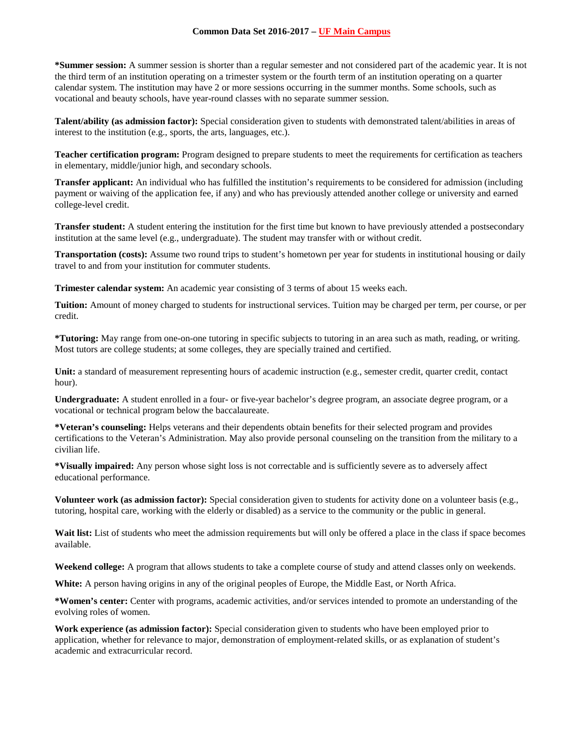**\*Summer session:** A summer session is shorter than a regular semester and not considered part of the academic year. It is not the third term of an institution operating on a trimester system or the fourth term of an institution operating on a quarter calendar system. The institution may have 2 or more sessions occurring in the summer months. Some schools, such as vocational and beauty schools, have year-round classes with no separate summer session.

**Talent/ability (as admission factor):** Special consideration given to students with demonstrated talent/abilities in areas of interest to the institution (e.g., sports, the arts, languages, etc.).

**Teacher certification program:** Program designed to prepare students to meet the requirements for certification as teachers in elementary, middle/junior high, and secondary schools.

**Transfer applicant:** An individual who has fulfilled the institution's requirements to be considered for admission (including payment or waiving of the application fee, if any) and who has previously attended another college or university and earned college-level credit.

**Transfer student:** A student entering the institution for the first time but known to have previously attended a postsecondary institution at the same level (e.g., undergraduate). The student may transfer with or without credit.

**Transportation (costs):** Assume two round trips to student's hometown per year for students in institutional housing or daily travel to and from your institution for commuter students.

**Trimester calendar system:** An academic year consisting of 3 terms of about 15 weeks each.

**Tuition:** Amount of money charged to students for instructional services. Tuition may be charged per term, per course, or per credit.

**\*Tutoring:** May range from one-on-one tutoring in specific subjects to tutoring in an area such as math, reading, or writing. Most tutors are college students; at some colleges, they are specially trained and certified.

**Unit:** a standard of measurement representing hours of academic instruction (e.g., semester credit, quarter credit, contact hour).

**Undergraduate:** A student enrolled in a four- or five-year bachelor's degree program, an associate degree program, or a vocational or technical program below the baccalaureate.

**\*Veteran's counseling:** Helps veterans and their dependents obtain benefits for their selected program and provides certifications to the Veteran's Administration. May also provide personal counseling on the transition from the military to a civilian life.

**\*Visually impaired:** Any person whose sight loss is not correctable and is sufficiently severe as to adversely affect educational performance.

**Volunteer work (as admission factor):** Special consideration given to students for activity done on a volunteer basis (e.g., tutoring, hospital care, working with the elderly or disabled) as a service to the community or the public in general.

**Wait list:** List of students who meet the admission requirements but will only be offered a place in the class if space becomes available.

**Weekend college:** A program that allows students to take a complete course of study and attend classes only on weekends.

**White:** A person having origins in any of the original peoples of Europe, the Middle East, or North Africa.

**\*Women's center:** Center with programs, academic activities, and/or services intended to promote an understanding of the evolving roles of women.

**Work experience (as admission factor):** Special consideration given to students who have been employed prior to application, whether for relevance to major, demonstration of employment-related skills, or as explanation of student's academic and extracurricular record.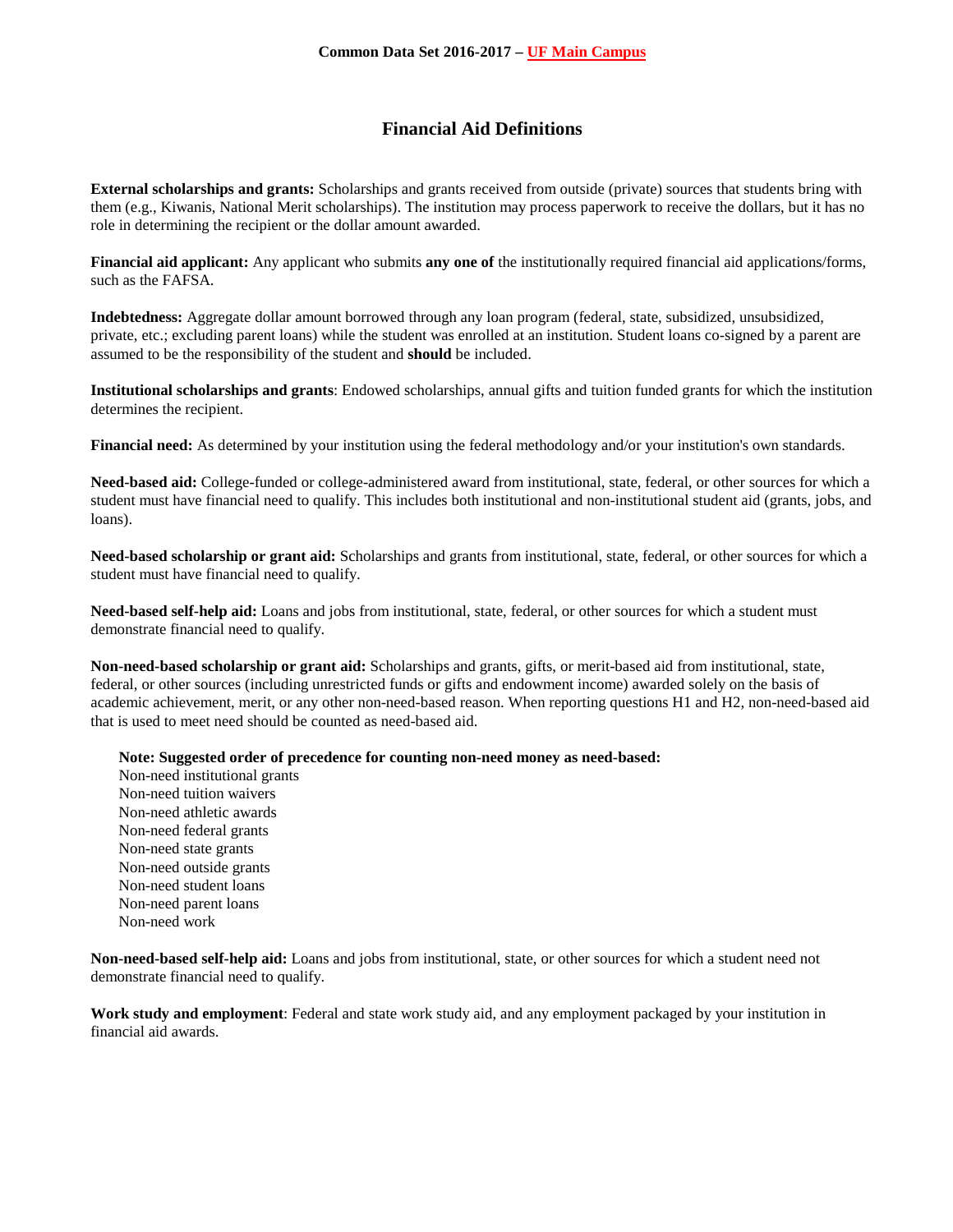# Financial Aid Definitions

**External scholarships and grants:** Scholarships and grants received from outside (private) sources that students bring with them (e.g., Kiwanis, National Merit scholarships). The institution may process paperwork to receive the dollars, but it has no role in determining the recipient or the dollar amount awarded.

**Financial aid applicant:** Any applicant who submits **any one of** the institutionally required financial aid applications/forms, such as the FAFSA.

**Indebtedness:** Aggregate dollar amount borrowed through any loan program (federal, state, subsidized, unsubsidized, private, etc.; excluding parent loans) while the student was enrolled at an institution. Student loans co-signed by a parent are assumed to be the responsibility of the student and **should** be included.

**Institutional scholarships and grants**: Endowed scholarships, annual gifts and tuition funded grants for which the institution determines the recipient.

**Financial need:** As determined by your institution using the federal methodology and/or your institution's own standards.

**Need-based aid:** College-funded or college-administered award from institutional, state, federal, or other sources for which a student must have financial need to qualify. This includes both institutional and non-institutional student aid (grants, jobs, and loans).

**Need-based scholarship or grant aid:** Scholarships and grants from institutional, state, federal, or other sources for which a student must have financial need to qualify.

**Need-based self-help aid:** Loans and jobs from institutional, state, federal, or other sources for which a student must demonstrate financial need to qualify.

**Non-need-based scholarship or grant aid:** Scholarships and grants, gifts, or merit-based aid from institutional, state, federal, or other sources (including unrestricted funds or gifts and endowment income) awarded solely on the basis of academic achievement, merit, or any other non-need-based reason. When reporting questions H1 and H2, non-need-based aid that is used to meet need should be counted as need-based aid.

**Note: Suggested order of precedence for counting non-need money as need-based:**

Non-need institutional grants
Non-need tuition waivers
Non-need athletic awards
Non-need federal grants
Non-need state grants
Non-need outside grants
Non-need student loans
Non-need parent loans
Non-need work

**Non-need-based self-help aid:** Loans and jobs from institutional, state, or other sources for which a student need not demonstrate financial need to qualify.

**Work study and employment**: Federal and state work study aid, and any employment packaged by your institution in financial aid awards.